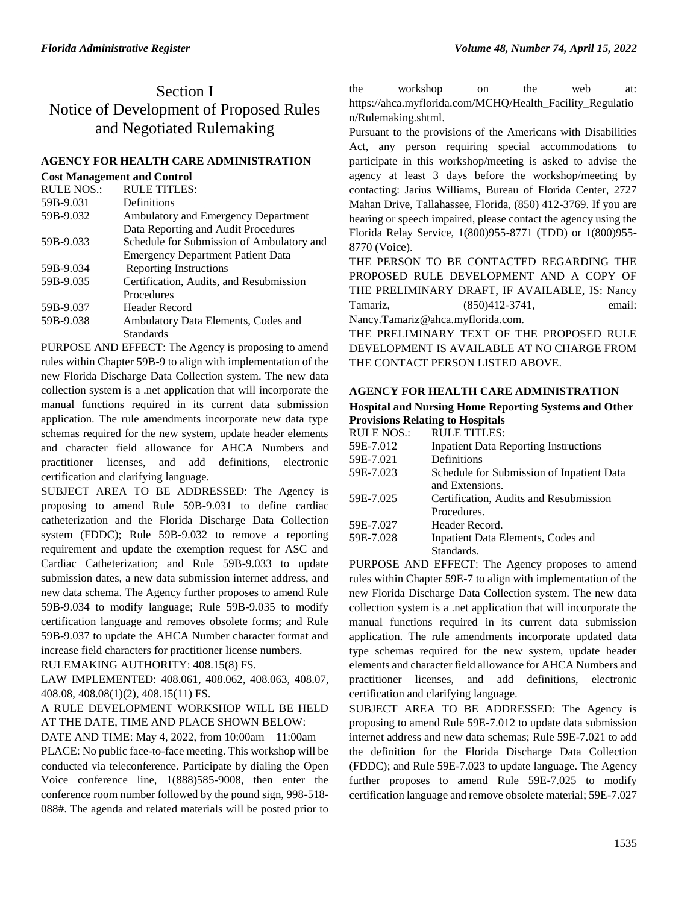# Section I
# Notice of Development of Proposed Rules and Negotiated Rulemaking

## AGENCY FOR HEALTH CARE ADMINISTRATION

### Cost Management and Control

| RULE NOS.: | RULE TITLES: |
|---|---|
| 59B-9.031 | Definitions |
| 59B-9.032 | Ambulatory and Emergency Department Data Reporting and Audit Procedures |
| 59B-9.033 | Schedule for Submission of Ambulatory and Emergency Department Patient Data |
| 59B-9.034 | Reporting Instructions |
| 59B-9.035 | Certification, Audits, and Resubmission Procedures |
| 59B-9.037 | Header Record |
| 59B-9.038 | Ambulatory Data Elements, Codes and Standards |

PURPOSE AND EFFECT: The Agency is proposing to amend rules within Chapter 59B-9 to align with implementation of the new Florida Discharge Data Collection system. The new data collection system is a .net application that will incorporate the manual functions required in its current data submission application. The rule amendments incorporate new data type schemas required for the new system, update header elements and character field allowance for AHCA Numbers and practitioner licenses, and add definitions, electronic certification and clarifying language.

SUBJECT AREA TO BE ADDRESSED: The Agency is proposing to amend Rule 59B-9.031 to define cardiac catheterization and the Florida Discharge Data Collection system (FDDC); Rule 59B-9.032 to remove a reporting requirement and update the exemption request for ASC and Cardiac Catheterization; and Rule 59B-9.033 to update submission dates, a new data submission internet address, and new data schema. The Agency further proposes to amend Rule 59B-9.034 to modify language; Rule 59B-9.035 to modify certification language and removes obsolete forms; and Rule 59B-9.037 to update the AHCA Number character format and increase field characters for practitioner license numbers.

RULEMAKING AUTHORITY: 408.15(8) FS.

LAW IMPLEMENTED: 408.061, 408.062, 408.063, 408.07, 408.08, 408.08(1)(2), 408.15(11) FS.

A RULE DEVELOPMENT WORKSHOP WILL BE HELD AT THE DATE, TIME AND PLACE SHOWN BELOW:

DATE AND TIME: May 4, 2022, from 10:00am – 11:00am

PLACE: No public face-to-face meeting. This workshop will be conducted via teleconference. Participate by dialing the Open Voice conference line, 1(888)585-9008, then enter the conference room number followed by the pound sign, 998-518-088#. The agenda and related materials will be posted prior to the workshop on the web at: https://ahca.myflorida.com/MCHQ/Health_Facility_Regulation/Rulemaking.shtml.

Pursuant to the provisions of the Americans with Disabilities Act, any person requiring special accommodations to participate in this workshop/meeting is asked to advise the agency at least 3 days before the workshop/meeting by contacting: Jarius Williams, Bureau of Florida Center, 2727 Mahan Drive, Tallahassee, Florida, (850) 412-3769. If you are hearing or speech impaired, please contact the agency using the Florida Relay Service, 1(800)955-8771 (TDD) or 1(800)955-8770 (Voice).

THE PERSON TO BE CONTACTED REGARDING THE PROPOSED RULE DEVELOPMENT AND A COPY OF THE PRELIMINARY DRAFT, IF AVAILABLE, IS: Nancy Tamariz, (850)412-3741, email: Nancy.Tamariz@ahca.myflorida.com.

THE PRELIMINARY TEXT OF THE PROPOSED RULE DEVELOPMENT IS AVAILABLE AT NO CHARGE FROM THE CONTACT PERSON LISTED ABOVE.

## AGENCY FOR HEALTH CARE ADMINISTRATION

### Hospital and Nursing Home Reporting Systems and Other Provisions Relating to Hospitals

| RULE NOS.: | RULE TITLES: |
|---|---|
| 59E-7.012 | Inpatient Data Reporting Instructions |
| 59E-7.021 | Definitions |
| 59E-7.023 | Schedule for Submission of Inpatient Data and Extensions. |
| 59E-7.025 | Certification, Audits and Resubmission Procedures. |
| 59E-7.027 | Header Record. |
| 59E-7.028 | Inpatient Data Elements, Codes and Standards. |

PURPOSE AND EFFECT: The Agency proposes to amend rules within Chapter 59E-7 to align with implementation of the new Florida Discharge Data Collection system. The new data collection system is a .net application that will incorporate the manual functions required in its current data submission application. The rule amendments incorporate updated data type schemas required for the new system, update header elements and character field allowance for AHCA Numbers and practitioner licenses, and add definitions, electronic certification and clarifying language.

SUBJECT AREA TO BE ADDRESSED: The Agency is proposing to amend Rule 59E-7.012 to update data submission internet address and new data schemas; Rule 59E-7.021 to add the definition for the Florida Discharge Data Collection (FDDC); and Rule 59E-7.023 to update language. The Agency further proposes to amend Rule 59E-7.025 to modify certification language and remove obsolete material; 59E-7.027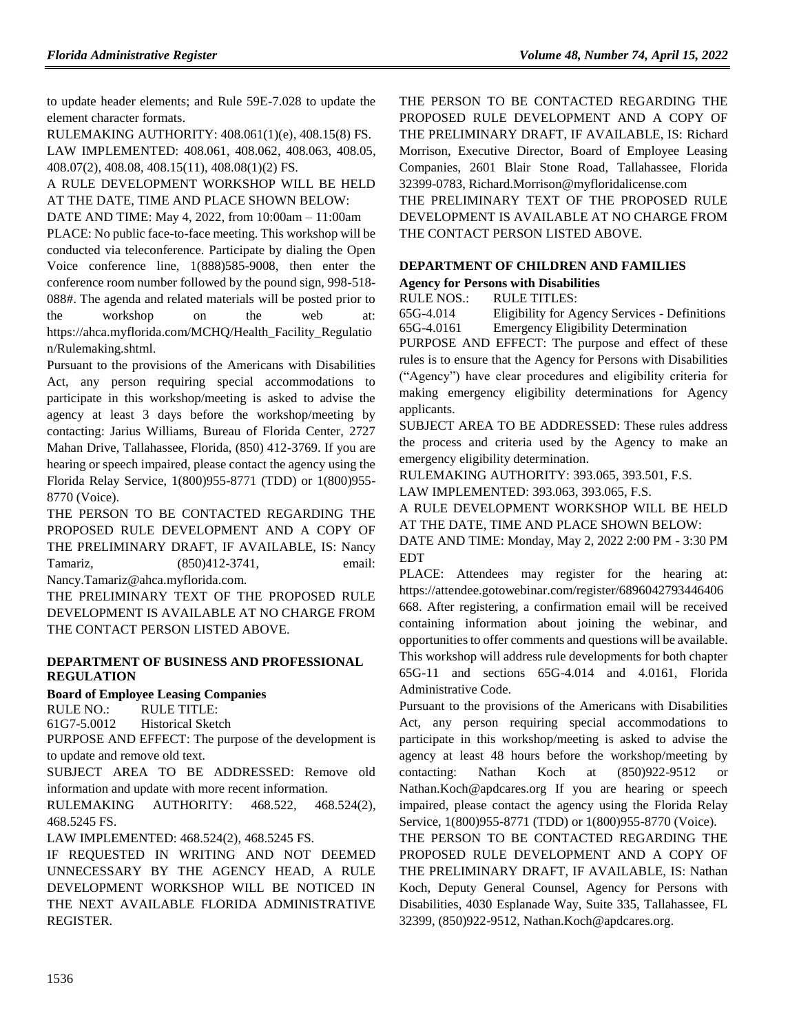to update header elements; and Rule 59E-7.028 to update the element character formats.

RULEMAKING AUTHORITY: 408.061(1)(e), 408.15(8) FS.

LAW IMPLEMENTED: 408.061, 408.062, 408.063, 408.05, 408.07(2), 408.08, 408.15(11), 408.08(1)(2) FS.

A RULE DEVELOPMENT WORKSHOP WILL BE HELD AT THE DATE, TIME AND PLACE SHOWN BELOW:

DATE AND TIME: May 4, 2022, from 10:00am – 11:00am

PLACE: No public face-to-face meeting. This workshop will be conducted via teleconference. Participate by dialing the Open Voice conference line, 1(888)585-9008, then enter the conference room number followed by the pound sign, 998-518-088#. The agenda and related materials will be posted prior to the workshop on the web at: https://ahca.myflorida.com/MCHQ/Health_Facility_Regulation/Rulemaking.shtml.

Pursuant to the provisions of the Americans with Disabilities Act, any person requiring special accommodations to participate in this workshop/meeting is asked to advise the agency at least 3 days before the workshop/meeting by contacting: Jarius Williams, Bureau of Florida Center, 2727 Mahan Drive, Tallahassee, Florida, (850) 412-3769. If you are hearing or speech impaired, please contact the agency using the Florida Relay Service, 1(800)955-8771 (TDD) or 1(800)955-8770 (Voice).

THE PERSON TO BE CONTACTED REGARDING THE PROPOSED RULE DEVELOPMENT AND A COPY OF THE PRELIMINARY DRAFT, IF AVAILABLE, IS: Nancy Tamariz, (850)412-3741, email: Nancy.Tamariz@ahca.myflorida.com.

THE PRELIMINARY TEXT OF THE PROPOSED RULE DEVELOPMENT IS AVAILABLE AT NO CHARGE FROM THE CONTACT PERSON LISTED ABOVE.

## DEPARTMENT OF BUSINESS AND PROFESSIONAL REGULATION

### Board of Employee Leasing Companies

RULE NO.: RULE TITLE:

61G7-5.0012 Historical Sketch

PURPOSE AND EFFECT: The purpose of the development is to update and remove old text.

SUBJECT AREA TO BE ADDRESSED: Remove old information and update with more recent information.

RULEMAKING AUTHORITY: 468.522, 468.524(2), 468.5245 FS.

LAW IMPLEMENTED: 468.524(2), 468.5245 FS.

IF REQUESTED IN WRITING AND NOT DEEMED UNNECESSARY BY THE AGENCY HEAD, A RULE DEVELOPMENT WORKSHOP WILL BE NOTICED IN THE NEXT AVAILABLE FLORIDA ADMINISTRATIVE REGISTER.

THE PERSON TO BE CONTACTED REGARDING THE PROPOSED RULE DEVELOPMENT AND A COPY OF THE PRELIMINARY DRAFT, IF AVAILABLE, IS: Richard Morrison, Executive Director, Board of Employee Leasing Companies, 2601 Blair Stone Road, Tallahassee, Florida 32399-0783, Richard.Morrison@myfloridalicense.com

THE PRELIMINARY TEXT OF THE PROPOSED RULE DEVELOPMENT IS AVAILABLE AT NO CHARGE FROM THE CONTACT PERSON LISTED ABOVE.

## DEPARTMENT OF CHILDREN AND FAMILIES

### Agency for Persons with Disabilities

RULE NOS.: RULE TITLES:

65G-4.014 Eligibility for Agency Services - Definitions

65G-4.0161 Emergency Eligibility Determination

PURPOSE AND EFFECT: The purpose and effect of these rules is to ensure that the Agency for Persons with Disabilities ("Agency") have clear procedures and eligibility criteria for making emergency eligibility determinations for Agency applicants.

SUBJECT AREA TO BE ADDRESSED: These rules address the process and criteria used by the Agency to make an emergency eligibility determination.

RULEMAKING AUTHORITY: 393.065, 393.501, F.S.

LAW IMPLEMENTED: 393.063, 393.065, F.S.

A RULE DEVELOPMENT WORKSHOP WILL BE HELD AT THE DATE, TIME AND PLACE SHOWN BELOW:

DATE AND TIME: Monday, May 2, 2022 2:00 PM - 3:30 PM EDT

PLACE: Attendees may register for the hearing at: https://attendee.gotowebinar.com/register/6896042793446406668. After registering, a confirmation email will be received containing information about joining the webinar, and opportunities to offer comments and questions will be available. This workshop will address rule developments for both chapter 65G-11 and sections 65G-4.014 and 4.0161, Florida Administrative Code.

Pursuant to the provisions of the Americans with Disabilities Act, any person requiring special accommodations to participate in this workshop/meeting is asked to advise the agency at least 48 hours before the workshop/meeting by contacting: Nathan Koch at (850)922-9512 or Nathan.Koch@apdcares.org If you are hearing or speech impaired, please contact the agency using the Florida Relay Service, 1(800)955-8771 (TDD) or 1(800)955-8770 (Voice).

THE PERSON TO BE CONTACTED REGARDING THE PROPOSED RULE DEVELOPMENT AND A COPY OF THE PRELIMINARY DRAFT, IF AVAILABLE, IS: Nathan Koch, Deputy General Counsel, Agency for Persons with Disabilities, 4030 Esplanade Way, Suite 335, Tallahassee, FL 32399, (850)922-9512, Nathan.Koch@apdcares.org.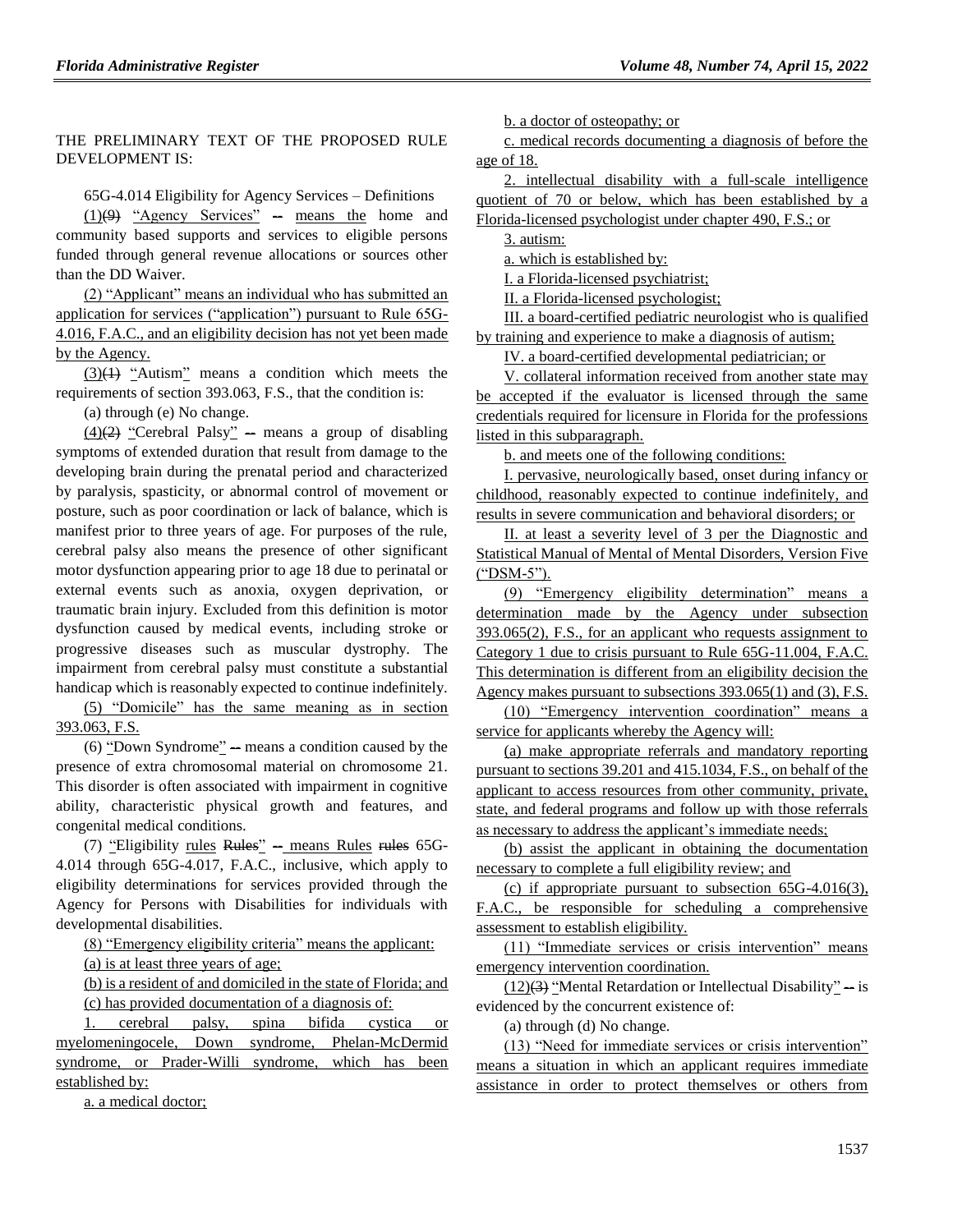THE PRELIMINARY TEXT OF THE PROPOSED RULE DEVELOPMENT IS:

65G-4.014 Eligibility for Agency Services – Definitions

(1)(9) "Agency Services" -- means the home and community based supports and services to eligible persons funded through general revenue allocations or sources other than the DD Waiver.

(2) "Applicant" means an individual who has submitted an application for services ("application") pursuant to Rule 65G-4.016, F.A.C., and an eligibility decision has not yet been made by the Agency.

(3)(1) "Autism" means a condition which meets the requirements of section 393.063, F.S., that the condition is:

(a) through (e) No change.

(4)(2) "Cerebral Palsy" -- means a group of disabling symptoms of extended duration that result from damage to the developing brain during the prenatal period and characterized by paralysis, spasticity, or abnormal control of movement or posture, such as poor coordination or lack of balance, which is manifest prior to three years of age. For purposes of the rule, cerebral palsy also means the presence of other significant motor dysfunction appearing prior to age 18 due to perinatal or external events such as anoxia, oxygen deprivation, or traumatic brain injury. Excluded from this definition is motor dysfunction caused by medical events, including stroke or progressive diseases such as muscular dystrophy. The impairment from cerebral palsy must constitute a substantial handicap which is reasonably expected to continue indefinitely.

(5) "Domicile" has the same meaning as in section 393.063, F.S.

(6) "Down Syndrome" -- means a condition caused by the presence of extra chromosomal material on chromosome 21. This disorder is often associated with impairment in cognitive ability, characteristic physical growth and features, and congenital medical conditions.

(7) "Eligibility rules Rules" -- means Rules rules 65G-4.014 through 65G-4.017, F.A.C., inclusive, which apply to eligibility determinations for services provided through the Agency for Persons with Disabilities for individuals with developmental disabilities.

(8) "Emergency eligibility criteria" means the applicant:

(a) is at least three years of age;

(b) is a resident of and domiciled in the state of Florida; and

(c) has provided documentation of a diagnosis of:

1. cerebral palsy, spina bifida cystica or myelomeningocele, Down syndrome, Phelan-McDermid syndrome, or Prader-Willi syndrome, which has been established by:

a. a medical doctor;

b. a doctor of osteopathy; or

c. medical records documenting a diagnosis of before the age of 18.

2. intellectual disability with a full-scale intelligence quotient of 70 or below, which has been established by a Florida-licensed psychologist under chapter 490, F.S.; or

3. autism:

a. which is established by:

I. a Florida-licensed psychiatrist;

II. a Florida-licensed psychologist;

III. a board-certified pediatric neurologist who is qualified by training and experience to make a diagnosis of autism;

IV. a board-certified developmental pediatrician; or

V. collateral information received from another state may be accepted if the evaluator is licensed through the same credentials required for licensure in Florida for the professions listed in this subparagraph.

b. and meets one of the following conditions:

I. pervasive, neurologically based, onset during infancy or childhood, reasonably expected to continue indefinitely, and results in severe communication and behavioral disorders; or

II. at least a severity level of 3 per the Diagnostic and Statistical Manual of Mental of Mental Disorders, Version Five ("DSM-5").

(9) "Emergency eligibility determination" means a determination made by the Agency under subsection 393.065(2), F.S., for an applicant who requests assignment to Category 1 due to crisis pursuant to Rule 65G-11.004, F.A.C. This determination is different from an eligibility decision the Agency makes pursuant to subsections 393.065(1) and (3), F.S.

(10) "Emergency intervention coordination" means a service for applicants whereby the Agency will:

(a) make appropriate referrals and mandatory reporting pursuant to sections 39.201 and 415.1034, F.S., on behalf of the applicant to access resources from other community, private, state, and federal programs and follow up with those referrals as necessary to address the applicant's immediate needs;

(b) assist the applicant in obtaining the documentation necessary to complete a full eligibility review; and

(c) if appropriate pursuant to subsection 65G-4.016(3), F.A.C., be responsible for scheduling a comprehensive assessment to establish eligibility.

(11) "Immediate services or crisis intervention" means emergency intervention coordination.

(12)(3) "Mental Retardation or Intellectual Disability" -- is evidenced by the concurrent existence of:

(a) through (d) No change.

(13) "Need for immediate services or crisis intervention" means a situation in which an applicant requires immediate assistance in order to protect themselves or others from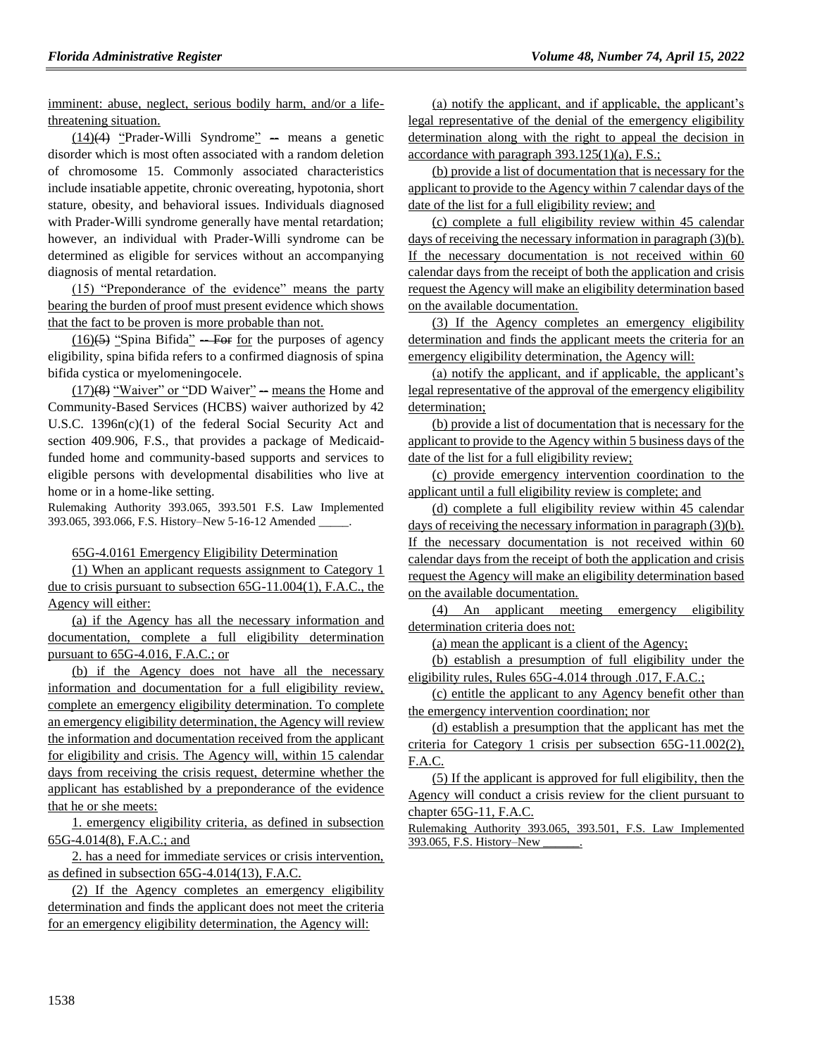imminent: abuse, neglect, serious bodily harm, and/or a life-threatening situation.

(14)(4) "Prader-Willi Syndrome" -- means a genetic disorder which is most often associated with a random deletion of chromosome 15. Commonly associated characteristics include insatiable appetite, chronic overeating, hypotonia, short stature, obesity, and behavioral issues. Individuals diagnosed with Prader-Willi syndrome generally have mental retardation; however, an individual with Prader-Willi syndrome can be determined as eligible for services without an accompanying diagnosis of mental retardation.

(15) "Preponderance of the evidence" means the party bearing the burden of proof must present evidence which shows that the fact to be proven is more probable than not.

(16)(5) "Spina Bifida" -- For for the purposes of agency eligibility, spina bifida refers to a confirmed diagnosis of spina bifida cystica or myelomeningocele.

(17)(8) "Waiver" or "DD Waiver" -- means the Home and Community-Based Services (HCBS) waiver authorized by 42 U.S.C. 1396n(c)(1) of the federal Social Security Act and section 409.906, F.S., that provides a package of Medicaid-funded home and community-based supports and services to eligible persons with developmental disabilities who live at home or in a home-like setting.

Rulemaking Authority 393.065, 393.501 F.S. Law Implemented 393.065, 393.066, F.S. History–New 5-16-12 Amended _____.

65G-4.0161 Emergency Eligibility Determination

(1) When an applicant requests assignment to Category 1 due to crisis pursuant to subsection 65G-11.004(1), F.A.C., the Agency will either:

(a) if the Agency has all the necessary information and documentation, complete a full eligibility determination pursuant to 65G-4.016, F.A.C.; or

(b) if the Agency does not have all the necessary information and documentation for a full eligibility review, complete an emergency eligibility determination. To complete an emergency eligibility determination, the Agency will review the information and documentation received from the applicant for eligibility and crisis. The Agency will, within 15 calendar days from receiving the crisis request, determine whether the applicant has established by a preponderance of the evidence that he or she meets:

1. emergency eligibility criteria, as defined in subsection 65G-4.014(8), F.A.C.; and

2. has a need for immediate services or crisis intervention, as defined in subsection 65G-4.014(13), F.A.C.

(2) If the Agency completes an emergency eligibility determination and finds the applicant does not meet the criteria for an emergency eligibility determination, the Agency will:

(a) notify the applicant, and if applicable, the applicant's legal representative of the denial of the emergency eligibility determination along with the right to appeal the decision in accordance with paragraph 393.125(1)(a), F.S.;

(b) provide a list of documentation that is necessary for the applicant to provide to the Agency within 7 calendar days of the date of the list for a full eligibility review; and

(c) complete a full eligibility review within 45 calendar days of receiving the necessary information in paragraph (3)(b). If the necessary documentation is not received within 60 calendar days from the receipt of both the application and crisis request the Agency will make an eligibility determination based on the available documentation.

(3) If the Agency completes an emergency eligibility determination and finds the applicant meets the criteria for an emergency eligibility determination, the Agency will:

(a) notify the applicant, and if applicable, the applicant's legal representative of the approval of the emergency eligibility determination;

(b) provide a list of documentation that is necessary for the applicant to provide to the Agency within 5 business days of the date of the list for a full eligibility review;

(c) provide emergency intervention coordination to the applicant until a full eligibility review is complete; and

(d) complete a full eligibility review within 45 calendar days of receiving the necessary information in paragraph (3)(b). If the necessary documentation is not received within 60 calendar days from the receipt of both the application and crisis request the Agency will make an eligibility determination based on the available documentation.

(4) An applicant meeting emergency eligibility determination criteria does not:

(a) mean the applicant is a client of the Agency;

(b) establish a presumption of full eligibility under the eligibility rules, Rules 65G-4.014 through .017, F.A.C.;

(c) entitle the applicant to any Agency benefit other than the emergency intervention coordination; nor

(d) establish a presumption that the applicant has met the criteria for Category 1 crisis per subsection 65G-11.002(2), F.A.C.

(5) If the applicant is approved for full eligibility, then the Agency will conduct a crisis review for the client pursuant to chapter 65G-11, F.A.C.

Rulemaking Authority 393.065, 393.501, F.S. Law Implemented 393.065, F.S. History–New ______.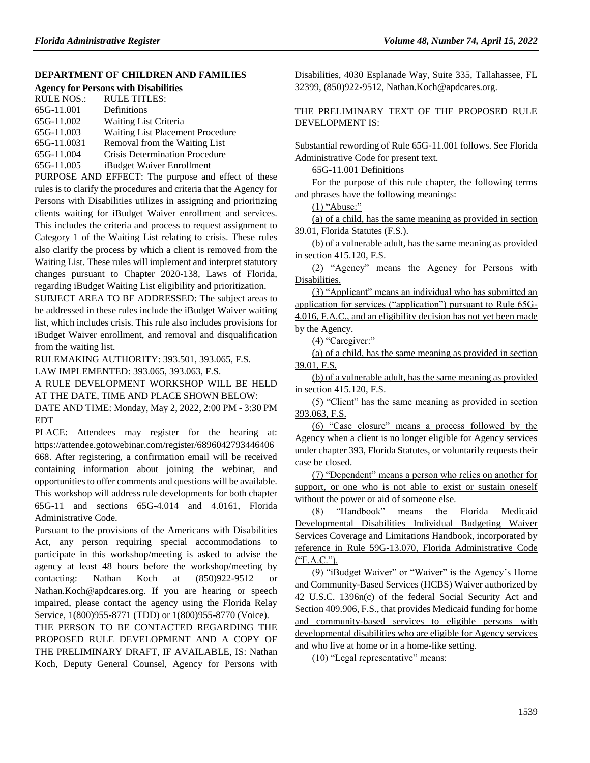## DEPARTMENT OF CHILDREN AND FAMILIES

### Agency for Persons with Disabilities

| RULE NOS.: | RULE TITLES: |
|---|---|
| 65G-11.001 | Definitions |
| 65G-11.002 | Waiting List Criteria |
| 65G-11.003 | Waiting List Placement Procedure |
| 65G-11.0031 | Removal from the Waiting List |
| 65G-11.004 | Crisis Determination Procedure |
| 65G-11.005 | iBudget Waiver Enrollment |

PURPOSE AND EFFECT: The purpose and effect of these rules is to clarify the procedures and criteria that the Agency for Persons with Disabilities utilizes in assigning and prioritizing clients waiting for iBudget Waiver enrollment and services. This includes the criteria and process to request assignment to Category 1 of the Waiting List relating to crisis. These rules also clarify the process by which a client is removed from the Waiting List. These rules will implement and interpret statutory changes pursuant to Chapter 2020-138, Laws of Florida, regarding iBudget Waiting List eligibility and prioritization.

SUBJECT AREA TO BE ADDRESSED: The subject areas to be addressed in these rules include the iBudget Waiver waiting list, which includes crisis. This rule also includes provisions for iBudget Waiver enrollment, and removal and disqualification from the waiting list.

RULEMAKING AUTHORITY: 393.501, 393.065, F.S.

LAW IMPLEMENTED: 393.065, 393.063, F.S.

A RULE DEVELOPMENT WORKSHOP WILL BE HELD AT THE DATE, TIME AND PLACE SHOWN BELOW:

DATE AND TIME: Monday, May 2, 2022, 2:00 PM - 3:30 PM EDT

PLACE: Attendees may register for the hearing at: https://attendee.gotowebinar.com/register/6896042793446406668. After registering, a confirmation email will be received containing information about joining the webinar, and opportunities to offer comments and questions will be available. This workshop will address rule developments for both chapter 65G-11 and sections 65G-4.014 and 4.0161, Florida Administrative Code.

Pursuant to the provisions of the Americans with Disabilities Act, any person requiring special accommodations to participate in this workshop/meeting is asked to advise the agency at least 48 hours before the workshop/meeting by contacting: Nathan Koch at (850)922-9512 or Nathan.Koch@apdcares.org. If you are hearing or speech impaired, please contact the agency using the Florida Relay Service, 1(800)955-8771 (TDD) or 1(800)955-8770 (Voice).

THE PERSON TO BE CONTACTED REGARDING THE PROPOSED RULE DEVELOPMENT AND A COPY OF THE PRELIMINARY DRAFT, IF AVAILABLE, IS: Nathan Koch, Deputy General Counsel, Agency for Persons with Disabilities, 4030 Esplanade Way, Suite 335, Tallahassee, FL 32399, (850)922-9512, Nathan.Koch@apdcares.org.

THE PRELIMINARY TEXT OF THE PROPOSED RULE DEVELOPMENT IS:

Substantial rewording of Rule 65G-11.001 follows. See Florida Administrative Code for present text.

65G-11.001 Definitions

For the purpose of this rule chapter, the following terms and phrases have the following meanings:

(1) "Abuse:"

(a) of a child, has the same meaning as provided in section 39.01, Florida Statutes (F.S.).

(b) of a vulnerable adult, has the same meaning as provided in section 415.120, F.S.

(2) "Agency" means the Agency for Persons with Disabilities.

(3) "Applicant" means an individual who has submitted an application for services ("application") pursuant to Rule 65G-4.016, F.A.C., and an eligibility decision has not yet been made by the Agency.

(4) "Caregiver:"

(a) of a child, has the same meaning as provided in section 39.01, F.S.

(b) of a vulnerable adult, has the same meaning as provided in section 415.120, F.S.

(5) "Client" has the same meaning as provided in section 393.063, F.S.

(6) "Case closure" means a process followed by the Agency when a client is no longer eligible for Agency services under chapter 393, Florida Statutes, or voluntarily requests their case be closed.

(7) "Dependent" means a person who relies on another for support, or one who is not able to exist or sustain oneself without the power or aid of someone else.

(8) "Handbook" means the Florida Medicaid Developmental Disabilities Individual Budgeting Waiver Services Coverage and Limitations Handbook, incorporated by reference in Rule 59G-13.070, Florida Administrative Code ("F.A.C.").

(9) "iBudget Waiver" or "Waiver" is the Agency's Home and Community-Based Services (HCBS) Waiver authorized by 42 U.S.C. 1396n(c) of the federal Social Security Act and Section 409.906, F.S., that provides Medicaid funding for home and community-based services to eligible persons with developmental disabilities who are eligible for Agency services and who live at home or in a home-like setting.

(10) "Legal representative" means: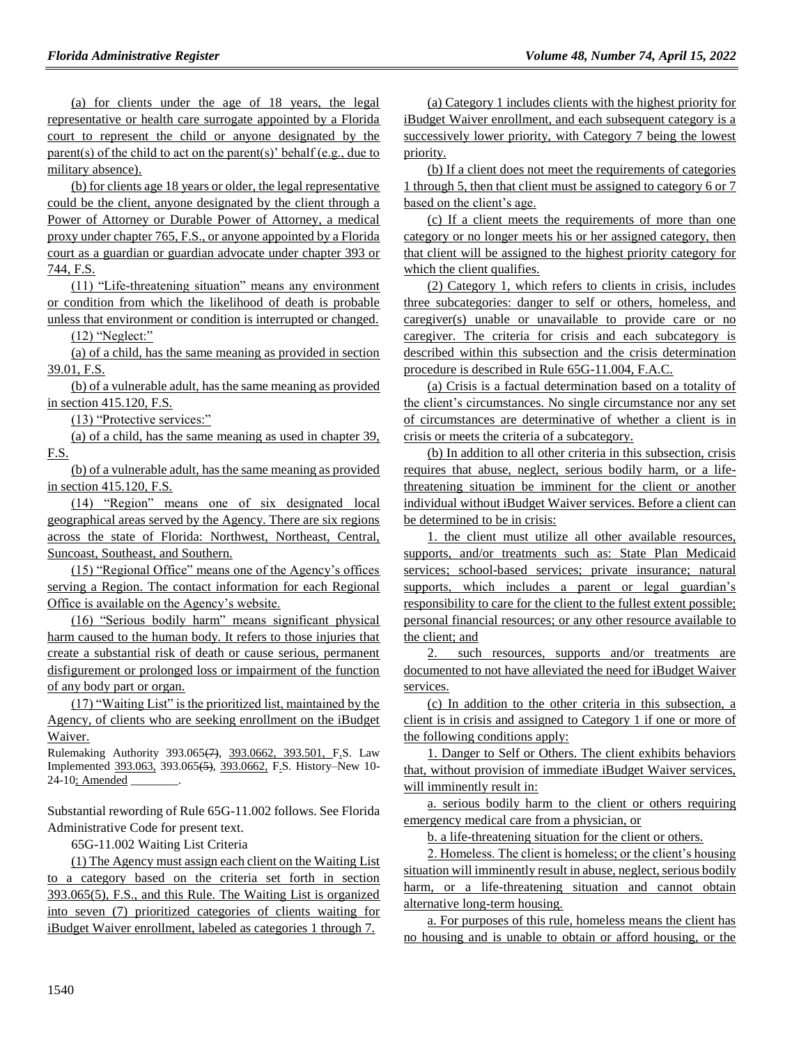(a) for clients under the age of 18 years, the legal representative or health care surrogate appointed by a Florida court to represent the child or anyone designated by the parent(s) of the child to act on the parent(s)' behalf (e.g., due to military absence).

(b) for clients age 18 years or older, the legal representative could be the client, anyone designated by the client through a Power of Attorney or Durable Power of Attorney, a medical proxy under chapter 765, F.S., or anyone appointed by a Florida court as a guardian or guardian advocate under chapter 393 or 744, F.S.

(11) "Life-threatening situation" means any environment or condition from which the likelihood of death is probable unless that environment or condition is interrupted or changed.

(12) "Neglect:"

(a) of a child, has the same meaning as provided in section 39.01, F.S.

(b) of a vulnerable adult, has the same meaning as provided in section 415.120, F.S.

(13) "Protective services:"

(a) of a child, has the same meaning as used in chapter 39, F.S.

(b) of a vulnerable adult, has the same meaning as provided in section 415.120, F.S.

(14) "Region" means one of six designated local geographical areas served by the Agency. There are six regions across the state of Florida: Northwest, Northeast, Central, Suncoast, Southeast, and Southern.

(15) "Regional Office" means one of the Agency's offices serving a Region. The contact information for each Regional Office is available on the Agency's website.

(16) "Serious bodily harm" means significant physical harm caused to the human body. It refers to those injuries that create a substantial risk of death or cause serious, permanent disfigurement or prolonged loss or impairment of the function of any body part or organ.

(17) "Waiting List" is the prioritized list, maintained by the Agency, of clients who are seeking enrollment on the iBudget Waiver.

Rulemaking Authority 393.065(7), 393.0662, 393.501, F.S. Law Implemented 393.063, 393.065(5), 393.0662, F.S. History–New 10-24-10; Amended ________.

Substantial rewording of Rule 65G-11.002 follows. See Florida Administrative Code for present text.

65G-11.002 Waiting List Criteria

(1) The Agency must assign each client on the Waiting List to a category based on the criteria set forth in section 393.065(5), F.S., and this Rule. The Waiting List is organized into seven (7) prioritized categories of clients waiting for iBudget Waiver enrollment, labeled as categories 1 through 7.

(a) Category 1 includes clients with the highest priority for iBudget Waiver enrollment, and each subsequent category is a successively lower priority, with Category 7 being the lowest priority.

(b) If a client does not meet the requirements of categories 1 through 5, then that client must be assigned to category 6 or 7 based on the client's age.

(c) If a client meets the requirements of more than one category or no longer meets his or her assigned category, then that client will be assigned to the highest priority category for which the client qualifies.

(2) Category 1, which refers to clients in crisis, includes three subcategories: danger to self or others, homeless, and caregiver(s) unable or unavailable to provide care or no caregiver. The criteria for crisis and each subcategory is described within this subsection and the crisis determination procedure is described in Rule 65G-11.004, F.A.C.

(a) Crisis is a factual determination based on a totality of the client's circumstances. No single circumstance nor any set of circumstances are determinative of whether a client is in crisis or meets the criteria of a subcategory.

(b) In addition to all other criteria in this subsection, crisis requires that abuse, neglect, serious bodily harm, or a life-threatening situation be imminent for the client or another individual without iBudget Waiver services. Before a client can be determined to be in crisis:

1. the client must utilize all other available resources, supports, and/or treatments such as: State Plan Medicaid services; school-based services; private insurance; natural supports, which includes a parent or legal guardian's responsibility to care for the client to the fullest extent possible; personal financial resources; or any other resource available to the client; and

2. such resources, supports and/or treatments are documented to not have alleviated the need for iBudget Waiver services.

(c) In addition to the other criteria in this subsection, a client is in crisis and assigned to Category 1 if one or more of the following conditions apply:

1. Danger to Self or Others. The client exhibits behaviors that, without provision of immediate iBudget Waiver services, will imminently result in:

a. serious bodily harm to the client or others requiring emergency medical care from a physician, or

b. a life-threatening situation for the client or others.

2. Homeless. The client is homeless; or the client's housing situation will imminently result in abuse, neglect, serious bodily harm, or a life-threatening situation and cannot obtain alternative long-term housing.

a. For purposes of this rule, homeless means the client has no housing and is unable to obtain or afford housing, or the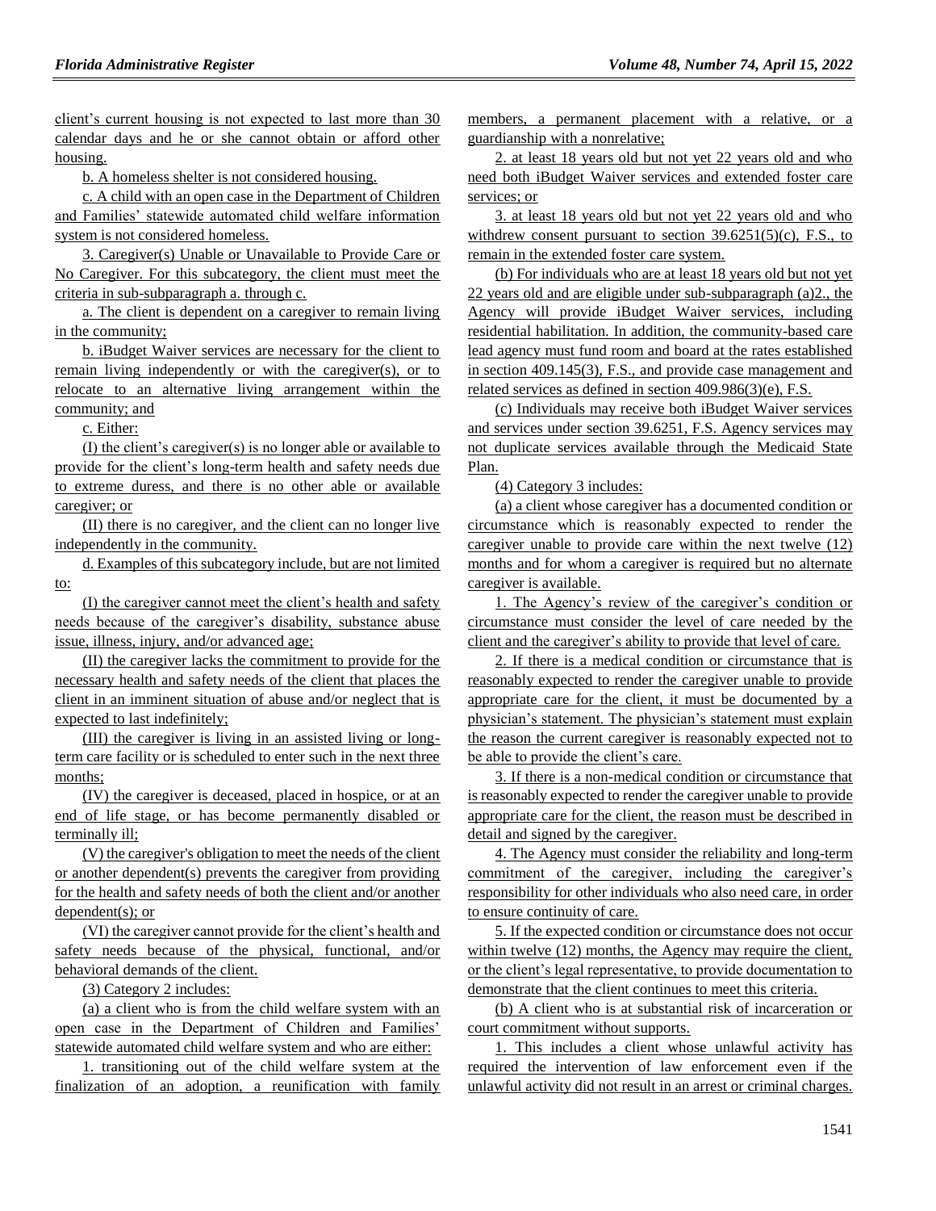client's current housing is not expected to last more than 30 calendar days and he or she cannot obtain or afford other housing.

b. A homeless shelter is not considered housing.

c. A child with an open case in the Department of Children and Families' statewide automated child welfare information system is not considered homeless.

3. Caregiver(s) Unable or Unavailable to Provide Care or No Caregiver. For this subcategory, the client must meet the criteria in sub-subparagraph a. through c.

a. The client is dependent on a caregiver to remain living in the community;

b. iBudget Waiver services are necessary for the client to remain living independently or with the caregiver(s), or to relocate to an alternative living arrangement within the community; and

c. Either:

(I) the client's caregiver(s) is no longer able or available to provide for the client's long-term health and safety needs due to extreme duress, and there is no other able or available caregiver; or

(II) there is no caregiver, and the client can no longer live independently in the community.

d. Examples of this subcategory include, but are not limited to:

(I) the caregiver cannot meet the client's health and safety needs because of the caregiver's disability, substance abuse issue, illness, injury, and/or advanced age;

(II) the caregiver lacks the commitment to provide for the necessary health and safety needs of the client that places the client in an imminent situation of abuse and/or neglect that is expected to last indefinitely;

(III) the caregiver is living in an assisted living or long-term care facility or is scheduled to enter such in the next three months;

(IV) the caregiver is deceased, placed in hospice, or at an end of life stage, or has become permanently disabled or terminally ill;

(V) the caregiver's obligation to meet the needs of the client or another dependent(s) prevents the caregiver from providing for the health and safety needs of both the client and/or another dependent(s); or

(VI) the caregiver cannot provide for the client's health and safety needs because of the physical, functional, and/or behavioral demands of the client.

(3) Category 2 includes:

(a) a client who is from the child welfare system with an open case in the Department of Children and Families' statewide automated child welfare system and who are either:

1. transitioning out of the child welfare system at the finalization of an adoption, a reunification with family members, a permanent placement with a relative, or a guardianship with a nonrelative;

2. at least 18 years old but not yet 22 years old and who need both iBudget Waiver services and extended foster care services; or

3. at least 18 years old but not yet 22 years old and who withdrew consent pursuant to section 39.6251(5)(c), F.S., to remain in the extended foster care system.

(b) For individuals who are at least 18 years old but not yet 22 years old and are eligible under sub-subparagraph (a)2., the Agency will provide iBudget Waiver services, including residential habilitation. In addition, the community-based care lead agency must fund room and board at the rates established in section 409.145(3), F.S., and provide case management and related services as defined in section 409.986(3)(e), F.S.

(c) Individuals may receive both iBudget Waiver services and services under section 39.6251, F.S. Agency services may not duplicate services available through the Medicaid State Plan.

(4) Category 3 includes:

(a) a client whose caregiver has a documented condition or circumstance which is reasonably expected to render the caregiver unable to provide care within the next twelve (12) months and for whom a caregiver is required but no alternate caregiver is available.

1. The Agency's review of the caregiver's condition or circumstance must consider the level of care needed by the client and the caregiver's ability to provide that level of care.

2. If there is a medical condition or circumstance that is reasonably expected to render the caregiver unable to provide appropriate care for the client, it must be documented by a physician's statement. The physician's statement must explain the reason the current caregiver is reasonably expected not to be able to provide the client's care.

3. If there is a non-medical condition or circumstance that is reasonably expected to render the caregiver unable to provide appropriate care for the client, the reason must be described in detail and signed by the caregiver.

4. The Agency must consider the reliability and long-term commitment of the caregiver, including the caregiver's responsibility for other individuals who also need care, in order to ensure continuity of care.

5. If the expected condition or circumstance does not occur within twelve (12) months, the Agency may require the client, or the client's legal representative, to provide documentation to demonstrate that the client continues to meet this criteria.

(b) A client who is at substantial risk of incarceration or court commitment without supports.

1. This includes a client whose unlawful activity has required the intervention of law enforcement even if the unlawful activity did not result in an arrest or criminal charges.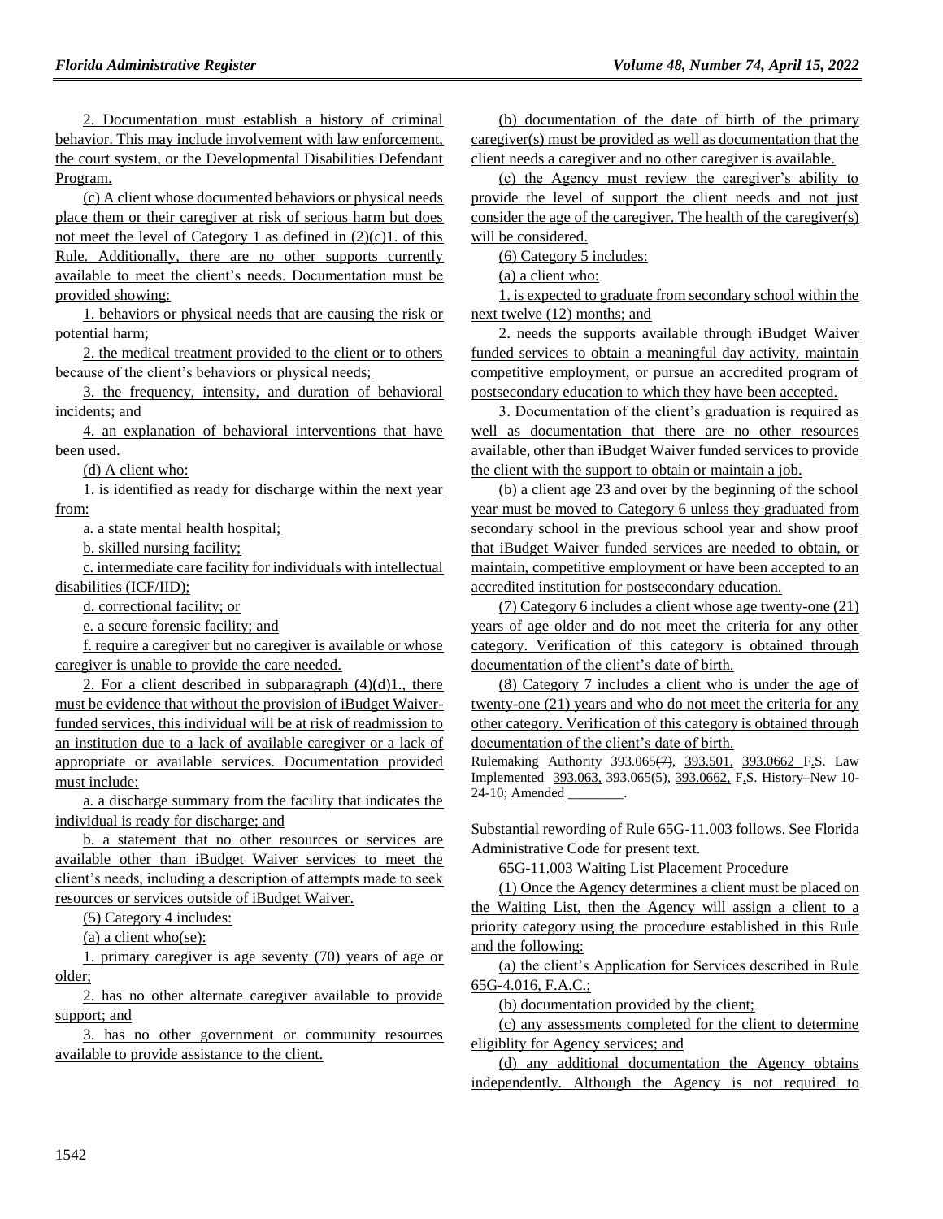2. Documentation must establish a history of criminal behavior. This may include involvement with law enforcement, the court system, or the Developmental Disabilities Defendant Program.

(c) A client whose documented behaviors or physical needs place them or their caregiver at risk of serious harm but does not meet the level of Category 1 as defined in (2)(c)1. of this Rule. Additionally, there are no other supports currently available to meet the client's needs. Documentation must be provided showing:

1. behaviors or physical needs that are causing the risk or potential harm;

2. the medical treatment provided to the client or to others because of the client's behaviors or physical needs;

3. the frequency, intensity, and duration of behavioral incidents; and

4. an explanation of behavioral interventions that have been used.

(d) A client who:

1. is identified as ready for discharge within the next year from:

a. a state mental health hospital;

b. skilled nursing facility;

c. intermediate care facility for individuals with intellectual disabilities (ICF/IID);

d. correctional facility; or

e. a secure forensic facility; and

f. require a caregiver but no caregiver is available or whose caregiver is unable to provide the care needed.

2. For a client described in subparagraph (4)(d)1., there must be evidence that without the provision of iBudget Waiver-funded services, this individual will be at risk of readmission to an institution due to a lack of available caregiver or a lack of appropriate or available services. Documentation provided must include:

a. a discharge summary from the facility that indicates the individual is ready for discharge; and

b. a statement that no other resources or services are available other than iBudget Waiver services to meet the client's needs, including a description of attempts made to seek resources or services outside of iBudget Waiver.

(5) Category 4 includes:

(a) a client who(se):

1. primary caregiver is age seventy (70) years of age or older;

2. has no other alternate caregiver available to provide support; and

3. has no other government or community resources available to provide assistance to the client.

(b) documentation of the date of birth of the primary caregiver(s) must be provided as well as documentation that the client needs a caregiver and no other caregiver is available.

(c) the Agency must review the caregiver's ability to provide the level of support the client needs and not just consider the age of the caregiver. The health of the caregiver(s) will be considered.

(6) Category 5 includes:

(a) a client who:

1. is expected to graduate from secondary school within the next twelve (12) months; and

2. needs the supports available through iBudget Waiver funded services to obtain a meaningful day activity, maintain competitive employment, or pursue an accredited program of postsecondary education to which they have been accepted.

3. Documentation of the client's graduation is required as well as documentation that there are no other resources available, other than iBudget Waiver funded services to provide the client with the support to obtain or maintain a job.

(b) a client age 23 and over by the beginning of the school year must be moved to Category 6 unless they graduated from secondary school in the previous school year and show proof that iBudget Waiver funded services are needed to obtain, or maintain, competitive employment or have been accepted to an accredited institution for postsecondary education.

(7) Category 6 includes a client whose age twenty-one (21) years of age older and do not meet the criteria for any other category. Verification of this category is obtained through documentation of the client's date of birth.

(8) Category 7 includes a client who is under the age of twenty-one (21) years and who do not meet the criteria for any other category. Verification of this category is obtained through documentation of the client's date of birth.

Rulemaking Authority 393.065(7), 393.501, 393.0662 F.S. Law Implemented 393.063, 393.065(5), 393.0662, F.S. History–New 10-24-10; Amended ________.

Substantial rewording of Rule 65G-11.003 follows. See Florida Administrative Code for present text.

65G-11.003 Waiting List Placement Procedure

(1) Once the Agency determines a client must be placed on the Waiting List, then the Agency will assign a client to a priority category using the procedure established in this Rule and the following:

(a) the client's Application for Services described in Rule 65G-4.016, F.A.C.;

(b) documentation provided by the client;

(c) any assessments completed for the client to determine eligiblity for Agency services; and

(d) any additional documentation the Agency obtains independently. Although the Agency is not required to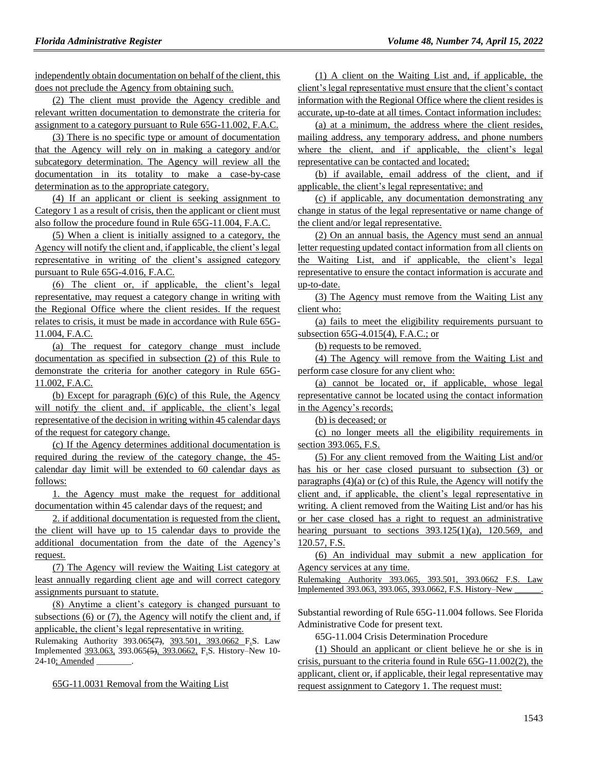independently obtain documentation on behalf of the client, this does not preclude the Agency from obtaining such.

(2) The client must provide the Agency credible and relevant written documentation to demonstrate the criteria for assignment to a category pursuant to Rule 65G-11.002, F.A.C.

(3) There is no specific type or amount of documentation that the Agency will rely on in making a category and/or subcategory determination. The Agency will review all the documentation in its totality to make a case-by-case determination as to the appropriate category.

(4) If an applicant or client is seeking assignment to Category 1 as a result of crisis, then the applicant or client must also follow the procedure found in Rule 65G-11.004, F.A.C.

(5) When a client is initially assigned to a category, the Agency will notify the client and, if applicable, the client's legal representative in writing of the client's assigned category pursuant to Rule 65G-4.016, F.A.C.

(6) The client or, if applicable, the client's legal representative, may request a category change in writing with the Regional Office where the client resides. If the request relates to crisis, it must be made in accordance with Rule 65G-11.004, F.A.C.

(a) The request for category change must include documentation as specified in subsection (2) of this Rule to demonstrate the criteria for another category in Rule 65G-11.002, F.A.C.

(b) Except for paragraph (6)(c) of this Rule, the Agency will notify the client and, if applicable, the client's legal representative of the decision in writing within 45 calendar days of the request for category change.

(c) If the Agency determines additional documentation is required during the review of the category change, the 45-calendar day limit will be extended to 60 calendar days as follows:

1. the Agency must make the request for additional documentation within 45 calendar days of the request; and

2. if additional documentation is requested from the client, the client will have up to 15 calendar days to provide the additional documentation from the date of the Agency's request.

(7) The Agency will review the Waiting List category at least annually regarding client age and will correct category assignments pursuant to statute.

(8) Anytime a client's category is changed pursuant to subsections (6) or (7), the Agency will notify the client and, if applicable, the client's legal representative in writing.

Rulemaking Authority 393.065(7), 393.501, 393.0662 F.S. Law Implemented 393.063, 393.065(5), 393.0662, F.S. History–New 10-24-10; Amended ________.

65G-11.0031 Removal from the Waiting List

(1) A client on the Waiting List and, if applicable, the client's legal representative must ensure that the client's contact information with the Regional Office where the client resides is accurate, up-to-date at all times. Contact information includes:

(a) at a minimum, the address where the client resides, mailing address, any temporary address, and phone numbers where the client, and if applicable, the client's legal representative can be contacted and located;

(b) if available, email address of the client, and if applicable, the client's legal representative; and

(c) if applicable, any documentation demonstrating any change in status of the legal representative or name change of the client and/or legal representative.

(2) On an annual basis, the Agency must send an annual letter requesting updated contact information from all clients on the Waiting List, and if applicable, the client's legal representative to ensure the contact information is accurate and up-to-date.

(3) The Agency must remove from the Waiting List any client who:

(a) fails to meet the eligibility requirements pursuant to subsection 65G-4.015(4), F.A.C.; or

(b) requests to be removed.

(4) The Agency will remove from the Waiting List and perform case closure for any client who:

(a) cannot be located or, if applicable, whose legal representative cannot be located using the contact information in the Agency's records;

(b) is deceased; or

(c) no longer meets all the eligibility requirements in section 393.065, F.S.

(5) For any client removed from the Waiting List and/or has his or her case closed pursuant to subsection (3) or paragraphs (4)(a) or (c) of this Rule, the Agency will notify the client and, if applicable, the client's legal representative in writing. A client removed from the Waiting List and/or has his or her case closed has a right to request an administrative hearing pursuant to sections 393.125(1)(a), 120.569, and 120.57, F.S.

(6) An individual may submit a new application for Agency services at any time.

Rulemaking Authority 393.065, 393.501, 393.0662 F.S. Law Implemented 393.063, 393.065, 393.0662, F.S. History–New ______.

Substantial rewording of Rule 65G-11.004 follows. See Florida Administrative Code for present text.

65G-11.004 Crisis Determination Procedure

(1) Should an applicant or client believe he or she is in crisis, pursuant to the criteria found in Rule 65G-11.002(2), the applicant, client or, if applicable, their legal representative may request assignment to Category 1. The request must: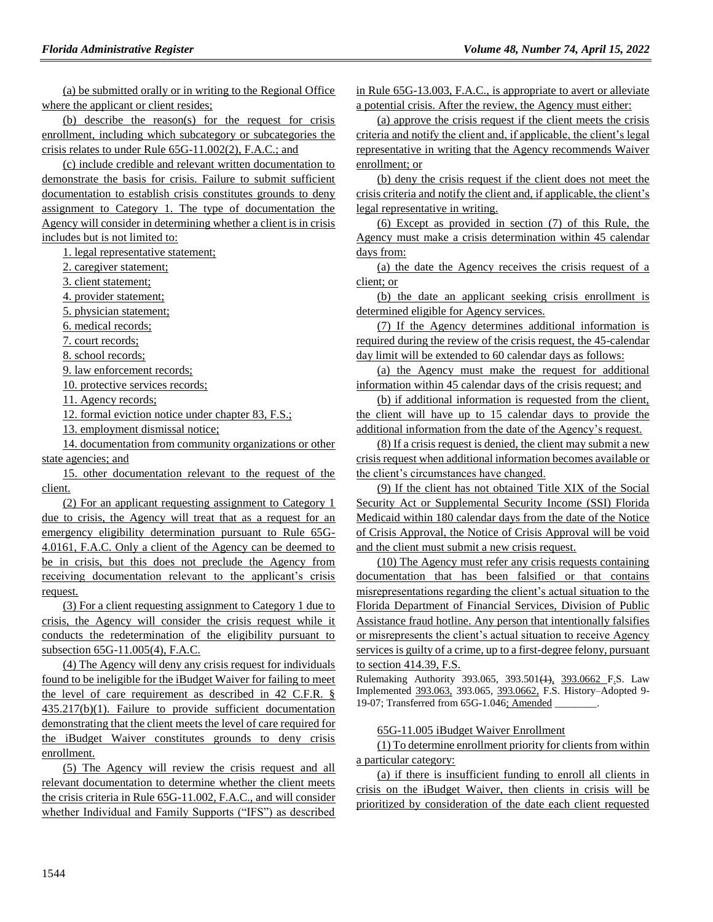(a) be submitted orally or in writing to the Regional Office where the applicant or client resides;

(b) describe the reason(s) for the request for crisis enrollment, including which subcategory or subcategories the crisis relates to under Rule 65G-11.002(2), F.A.C.; and

(c) include credible and relevant written documentation to demonstrate the basis for crisis. Failure to submit sufficient documentation to establish crisis constitutes grounds to deny assignment to Category 1. The type of documentation the Agency will consider in determining whether a client is in crisis includes but is not limited to:

1. legal representative statement;

2. caregiver statement;

3. client statement;

4. provider statement;

5. physician statement;

6. medical records;

7. court records;

8. school records;

9. law enforcement records;

10. protective services records;

11. Agency records;

12. formal eviction notice under chapter 83, F.S.;

13. employment dismissal notice;

14. documentation from community organizations or other state agencies; and

15. other documentation relevant to the request of the client.

(2) For an applicant requesting assignment to Category 1 due to crisis, the Agency will treat that as a request for an emergency eligibility determination pursuant to Rule 65G-4.0161, F.A.C. Only a client of the Agency can be deemed to be in crisis, but this does not preclude the Agency from receiving documentation relevant to the applicant's crisis request.

(3) For a client requesting assignment to Category 1 due to crisis, the Agency will consider the crisis request while it conducts the redetermination of the eligibility pursuant to subsection 65G-11.005(4), F.A.C.

(4) The Agency will deny any crisis request for individuals found to be ineligible for the iBudget Waiver for failing to meet the level of care requirement as described in 42 C.F.R. § 435.217(b)(1). Failure to provide sufficient documentation demonstrating that the client meets the level of care required for the iBudget Waiver constitutes grounds to deny crisis enrollment.

(5) The Agency will review the crisis request and all relevant documentation to determine whether the client meets the crisis criteria in Rule 65G-11.002, F.A.C., and will consider whether Individual and Family Supports ("IFS") as described in Rule 65G-13.003, F.A.C., is appropriate to avert or alleviate a potential crisis. After the review, the Agency must either:

(a) approve the crisis request if the client meets the crisis criteria and notify the client and, if applicable, the client's legal representative in writing that the Agency recommends Waiver enrollment; or

(b) deny the crisis request if the client does not meet the crisis criteria and notify the client and, if applicable, the client's legal representative in writing.

(6) Except as provided in section (7) of this Rule, the Agency must make a crisis determination within 45 calendar days from:

(a) the date the Agency receives the crisis request of a client; or

(b) the date an applicant seeking crisis enrollment is determined eligible for Agency services.

(7) If the Agency determines additional information is required during the review of the crisis request, the 45-calendar day limit will be extended to 60 calendar days as follows:

(a) the Agency must make the request for additional information within 45 calendar days of the crisis request; and

(b) if additional information is requested from the client, the client will have up to 15 calendar days to provide the additional information from the date of the Agency's request.

(8) If a crisis request is denied, the client may submit a new crisis request when additional information becomes available or the client's circumstances have changed.

(9) If the client has not obtained Title XIX of the Social Security Act or Supplemental Security Income (SSI) Florida Medicaid within 180 calendar days from the date of the Notice of Crisis Approval, the Notice of Crisis Approval will be void and the client must submit a new crisis request.

(10) The Agency must refer any crisis requests containing documentation that has been falsified or that contains misrepresentations regarding the client's actual situation to the Florida Department of Financial Services, Division of Public Assistance fraud hotline. Any person that intentionally falsifies or misrepresents the client's actual situation to receive Agency services is guilty of a crime, up to a first-degree felony, pursuant to section 414.39, F.S.

Rulemaking Authority 393.065, 393.501~~(1)~~, 393.0662 F.S. Law Implemented 393.063, 393.065, 393.0662, F.S. History–Adopted 9-19-07; Transferred from 65G-1.046; Amended ________.

65G-11.005 iBudget Waiver Enrollment

(1) To determine enrollment priority for clients from within a particular category:

(a) if there is insufficient funding to enroll all clients in crisis on the iBudget Waiver, then clients in crisis will be prioritized by consideration of the date each client requested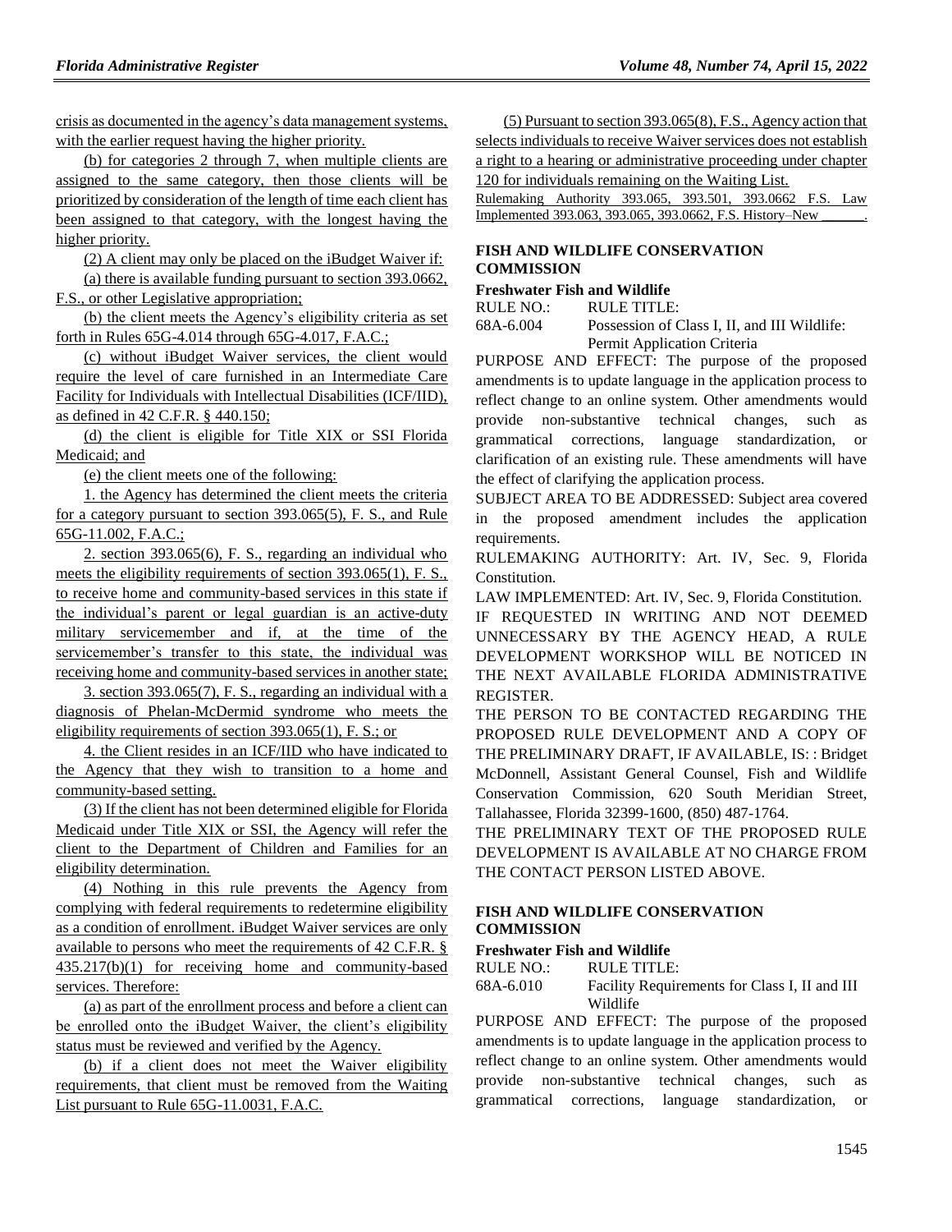crisis as documented in the agency's data management systems, with the earlier request having the higher priority.

(b) for categories 2 through 7, when multiple clients are assigned to the same category, then those clients will be prioritized by consideration of the length of time each client has been assigned to that category, with the longest having the higher priority.

(2) A client may only be placed on the iBudget Waiver if:

(a) there is available funding pursuant to section 393.0662, F.S., or other Legislative appropriation;

(b) the client meets the Agency's eligibility criteria as set forth in Rules 65G-4.014 through 65G-4.017, F.A.C.;

(c) without iBudget Waiver services, the client would require the level of care furnished in an Intermediate Care Facility for Individuals with Intellectual Disabilities (ICF/IID), as defined in 42 C.F.R. § 440.150;

(d) the client is eligible for Title XIX or SSI Florida Medicaid; and

(e) the client meets one of the following:

1. the Agency has determined the client meets the criteria for a category pursuant to section 393.065(5), F. S., and Rule 65G-11.002, F.A.C.;

2. section 393.065(6), F. S., regarding an individual who meets the eligibility requirements of section 393.065(1), F. S., to receive home and community-based services in this state if the individual's parent or legal guardian is an active-duty military servicemember and if, at the time of the servicemember's transfer to this state, the individual was receiving home and community-based services in another state;

3. section 393.065(7), F. S., regarding an individual with a diagnosis of Phelan-McDermid syndrome who meets the eligibility requirements of section 393.065(1), F. S.; or

4. the Client resides in an ICF/IID who have indicated to the Agency that they wish to transition to a home and community-based setting.

(3) If the client has not been determined eligible for Florida Medicaid under Title XIX or SSI, the Agency will refer the client to the Department of Children and Families for an eligibility determination.

(4) Nothing in this rule prevents the Agency from complying with federal requirements to redetermine eligibility as a condition of enrollment. iBudget Waiver services are only available to persons who meet the requirements of 42 C.F.R. § 435.217(b)(1) for receiving home and community-based services. Therefore:

(a) as part of the enrollment process and before a client can be enrolled onto the iBudget Waiver, the client's eligibility status must be reviewed and verified by the Agency.

(b) if a client does not meet the Waiver eligibility requirements, that client must be removed from the Waiting List pursuant to Rule 65G-11.0031, F.A.C.

(5) Pursuant to section 393.065(8), F.S., Agency action that selects individuals to receive Waiver services does not establish a right to a hearing or administrative proceeding under chapter 120 for individuals remaining on the Waiting List.

Rulemaking Authority 393.065, 393.501, 393.0662 F.S. Law Implemented 393.063, 393.065, 393.0662, F.S. History–New ______.

## FISH AND WILDLIFE CONSERVATION COMMISSION

### Freshwater Fish and Wildlife

RULE NO.: RULE TITLE:

68A-6.004 Possession of Class I, II, and III Wildlife: Permit Application Criteria

PURPOSE AND EFFECT: The purpose of the proposed amendments is to update language in the application process to reflect change to an online system. Other amendments would provide non-substantive technical changes, such as grammatical corrections, language standardization, or clarification of an existing rule. These amendments will have the effect of clarifying the application process.

SUBJECT AREA TO BE ADDRESSED: Subject area covered in the proposed amendment includes the application requirements.

RULEMAKING AUTHORITY: Art. IV, Sec. 9, Florida Constitution.

LAW IMPLEMENTED: Art. IV, Sec. 9, Florida Constitution.

IF REQUESTED IN WRITING AND NOT DEEMED UNNECESSARY BY THE AGENCY HEAD, A RULE DEVELOPMENT WORKSHOP WILL BE NOTICED IN THE NEXT AVAILABLE FLORIDA ADMINISTRATIVE REGISTER.

THE PERSON TO BE CONTACTED REGARDING THE PROPOSED RULE DEVELOPMENT AND A COPY OF THE PRELIMINARY DRAFT, IF AVAILABLE, IS: : Bridget McDonnell, Assistant General Counsel, Fish and Wildlife Conservation Commission, 620 South Meridian Street, Tallahassee, Florida 32399-1600, (850) 487-1764.

THE PRELIMINARY TEXT OF THE PROPOSED RULE DEVELOPMENT IS AVAILABLE AT NO CHARGE FROM THE CONTACT PERSON LISTED ABOVE.

## FISH AND WILDLIFE CONSERVATION COMMISSION

### Freshwater Fish and Wildlife

RULE NO.: RULE TITLE:

68A-6.010 Facility Requirements for Class I, II and III Wildlife

PURPOSE AND EFFECT: The purpose of the proposed amendments is to update language in the application process to reflect change to an online system. Other amendments would provide non-substantive technical changes, such as grammatical corrections, language standardization, or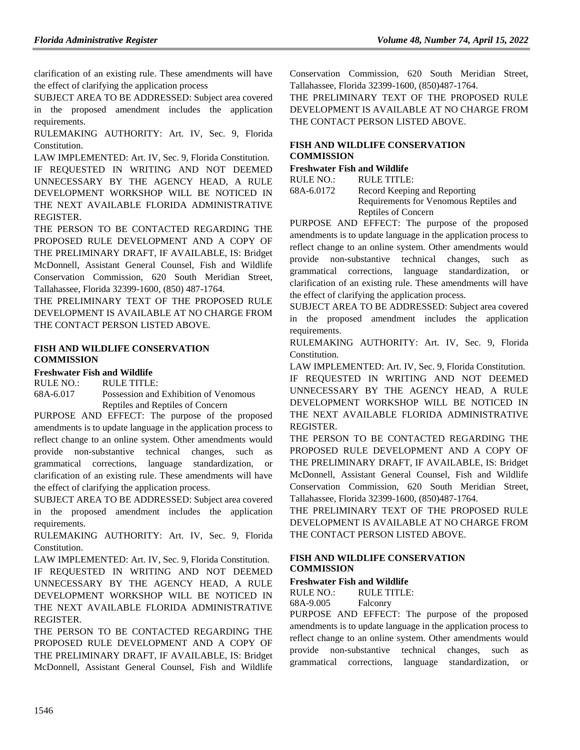clarification of an existing rule. These amendments will have the effect of clarifying the application process

SUBJECT AREA TO BE ADDRESSED: Subject area covered in the proposed amendment includes the application requirements.

RULEMAKING AUTHORITY: Art. IV, Sec. 9, Florida Constitution.

LAW IMPLEMENTED: Art. IV, Sec. 9, Florida Constitution.

IF REQUESTED IN WRITING AND NOT DEEMED UNNECESSARY BY THE AGENCY HEAD, A RULE DEVELOPMENT WORKSHOP WILL BE NOTICED IN THE NEXT AVAILABLE FLORIDA ADMINISTRATIVE REGISTER.

THE PERSON TO BE CONTACTED REGARDING THE PROPOSED RULE DEVELOPMENT AND A COPY OF THE PRELIMINARY DRAFT, IF AVAILABLE, IS: Bridget McDonnell, Assistant General Counsel, Fish and Wildlife Conservation Commission, 620 South Meridian Street, Tallahassee, Florida 32399-1600, (850) 487-1764.

THE PRELIMINARY TEXT OF THE PROPOSED RULE DEVELOPMENT IS AVAILABLE AT NO CHARGE FROM THE CONTACT PERSON LISTED ABOVE.

### FISH AND WILDLIFE CONSERVATION COMMISSION

**Freshwater Fish and Wildlife**

| RULE NO.: | RULE TITLE: |
| --- | --- |
| 68A-6.017 | Possession and Exhibition of Venomous Reptiles and Reptiles of Concern |

PURPOSE AND EFFECT: The purpose of the proposed amendments is to update language in the application process to reflect change to an online system. Other amendments would provide non-substantive technical changes, such as grammatical corrections, language standardization, or clarification of an existing rule. These amendments will have the effect of clarifying the application process.

SUBJECT AREA TO BE ADDRESSED: Subject area covered in the proposed amendment includes the application requirements.

RULEMAKING AUTHORITY: Art. IV, Sec. 9, Florida Constitution.

LAW IMPLEMENTED: Art. IV, Sec. 9, Florida Constitution.

IF REQUESTED IN WRITING AND NOT DEEMED UNNECESSARY BY THE AGENCY HEAD, A RULE DEVELOPMENT WORKSHOP WILL BE NOTICED IN THE NEXT AVAILABLE FLORIDA ADMINISTRATIVE REGISTER.

THE PERSON TO BE CONTACTED REGARDING THE PROPOSED RULE DEVELOPMENT AND A COPY OF THE PRELIMINARY DRAFT, IF AVAILABLE, IS: Bridget McDonnell, Assistant General Counsel, Fish and Wildlife Conservation Commission, 620 South Meridian Street, Tallahassee, Florida 32399-1600, (850)487-1764.

THE PRELIMINARY TEXT OF THE PROPOSED RULE DEVELOPMENT IS AVAILABLE AT NO CHARGE FROM THE CONTACT PERSON LISTED ABOVE.

### FISH AND WILDLIFE CONSERVATION COMMISSION

**Freshwater Fish and Wildlife**

| RULE NO.: | RULE TITLE: |
| --- | --- |
| 68A-6.0172 | Record Keeping and Reporting Requirements for Venomous Reptiles and Reptiles of Concern |

PURPOSE AND EFFECT: The purpose of the proposed amendments is to update language in the application process to reflect change to an online system. Other amendments would provide non-substantive technical changes, such as grammatical corrections, language standardization, or clarification of an existing rule. These amendments will have the effect of clarifying the application process.

SUBJECT AREA TO BE ADDRESSED: Subject area covered in the proposed amendment includes the application requirements.

RULEMAKING AUTHORITY: Art. IV, Sec. 9, Florida Constitution.

LAW IMPLEMENTED: Art. IV, Sec. 9, Florida Constitution.

IF REQUESTED IN WRITING AND NOT DEEMED UNNECESSARY BY THE AGENCY HEAD, A RULE DEVELOPMENT WORKSHOP WILL BE NOTICED IN THE NEXT AVAILABLE FLORIDA ADMINISTRATIVE REGISTER.

THE PERSON TO BE CONTACTED REGARDING THE PROPOSED RULE DEVELOPMENT AND A COPY OF THE PRELIMINARY DRAFT, IF AVAILABLE, IS: Bridget McDonnell, Assistant General Counsel, Fish and Wildlife Conservation Commission, 620 South Meridian Street, Tallahassee, Florida 32399-1600, (850)487-1764.

THE PRELIMINARY TEXT OF THE PROPOSED RULE DEVELOPMENT IS AVAILABLE AT NO CHARGE FROM THE CONTACT PERSON LISTED ABOVE.

### FISH AND WILDLIFE CONSERVATION COMMISSION

**Freshwater Fish and Wildlife**

| RULE NO.: | RULE TITLE: |
| --- | --- |
| 68A-9.005 | Falconry |

PURPOSE AND EFFECT: The purpose of the proposed amendments is to update language in the application process to reflect change to an online system. Other amendments would provide non-substantive technical changes, such as grammatical corrections, language standardization, or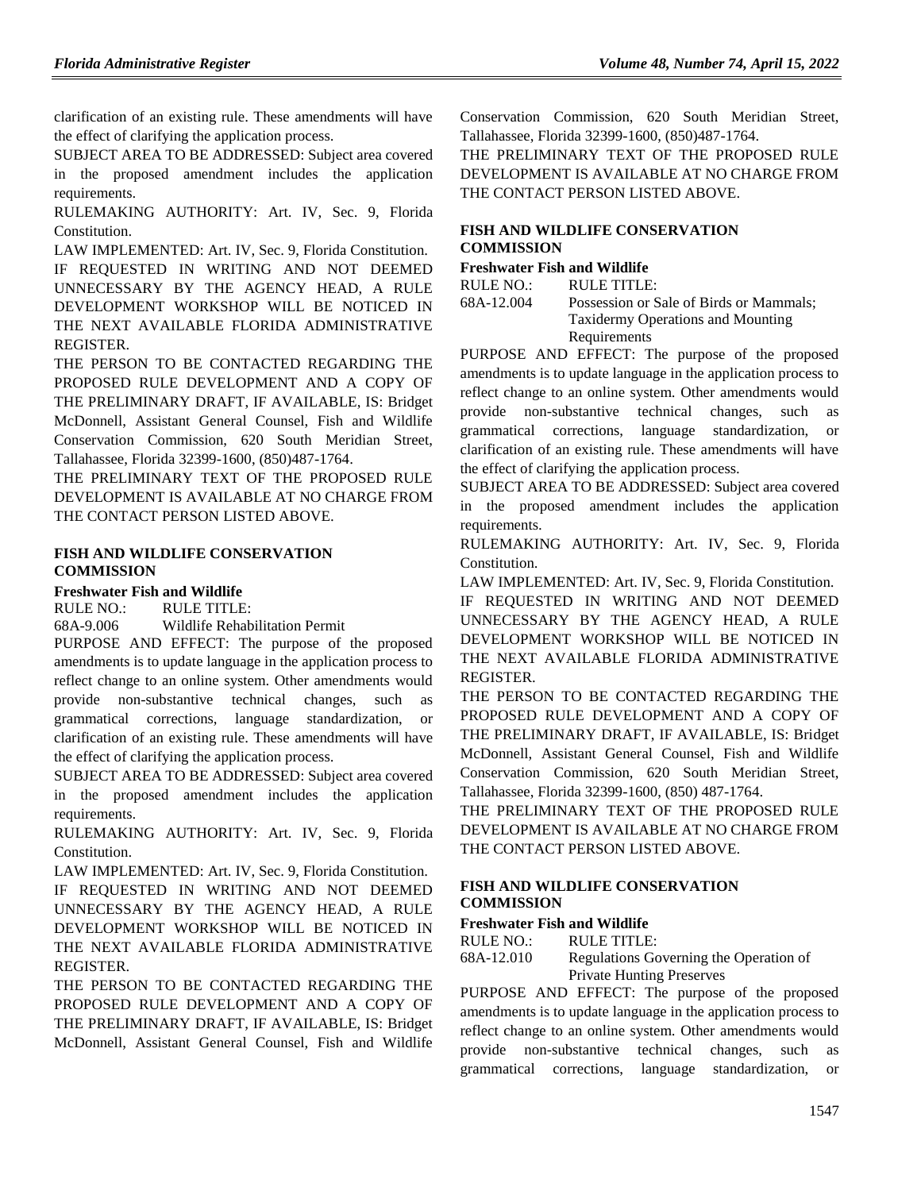clarification of an existing rule. These amendments will have the effect of clarifying the application process.

SUBJECT AREA TO BE ADDRESSED: Subject area covered in the proposed amendment includes the application requirements.

RULEMAKING AUTHORITY: Art. IV, Sec. 9, Florida Constitution.

LAW IMPLEMENTED: Art. IV, Sec. 9, Florida Constitution.

IF REQUESTED IN WRITING AND NOT DEEMED UNNECESSARY BY THE AGENCY HEAD, A RULE DEVELOPMENT WORKSHOP WILL BE NOTICED IN THE NEXT AVAILABLE FLORIDA ADMINISTRATIVE REGISTER.

THE PERSON TO BE CONTACTED REGARDING THE PROPOSED RULE DEVELOPMENT AND A COPY OF THE PRELIMINARY DRAFT, IF AVAILABLE, IS: Bridget McDonnell, Assistant General Counsel, Fish and Wildlife Conservation Commission, 620 South Meridian Street, Tallahassee, Florida 32399-1600, (850)487-1764.

THE PRELIMINARY TEXT OF THE PROPOSED RULE DEVELOPMENT IS AVAILABLE AT NO CHARGE FROM THE CONTACT PERSON LISTED ABOVE.

## FISH AND WILDLIFE CONSERVATION COMMISSION

### Freshwater Fish and Wildlife

RULE NO.: RULE TITLE:

68A-9.006 Wildlife Rehabilitation Permit

PURPOSE AND EFFECT: The purpose of the proposed amendments is to update language in the application process to reflect change to an online system. Other amendments would provide non-substantive technical changes, such as grammatical corrections, language standardization, or clarification of an existing rule. These amendments will have the effect of clarifying the application process.

SUBJECT AREA TO BE ADDRESSED: Subject area covered in the proposed amendment includes the application requirements.

RULEMAKING AUTHORITY: Art. IV, Sec. 9, Florida Constitution.

LAW IMPLEMENTED: Art. IV, Sec. 9, Florida Constitution.

IF REQUESTED IN WRITING AND NOT DEEMED UNNECESSARY BY THE AGENCY HEAD, A RULE DEVELOPMENT WORKSHOP WILL BE NOTICED IN THE NEXT AVAILABLE FLORIDA ADMINISTRATIVE REGISTER.

THE PERSON TO BE CONTACTED REGARDING THE PROPOSED RULE DEVELOPMENT AND A COPY OF THE PRELIMINARY DRAFT, IF AVAILABLE, IS: Bridget McDonnell, Assistant General Counsel, Fish and Wildlife Conservation Commission, 620 South Meridian Street, Tallahassee, Florida 32399-1600, (850)487-1764.

THE PRELIMINARY TEXT OF THE PROPOSED RULE DEVELOPMENT IS AVAILABLE AT NO CHARGE FROM THE CONTACT PERSON LISTED ABOVE.

## FISH AND WILDLIFE CONSERVATION COMMISSION

### Freshwater Fish and Wildlife

RULE NO.: RULE TITLE:

68A-12.004 Possession or Sale of Birds or Mammals; Taxidermy Operations and Mounting Requirements

PURPOSE AND EFFECT: The purpose of the proposed amendments is to update language in the application process to reflect change to an online system. Other amendments would provide non-substantive technical changes, such as grammatical corrections, language standardization, or clarification of an existing rule. These amendments will have the effect of clarifying the application process.

SUBJECT AREA TO BE ADDRESSED: Subject area covered in the proposed amendment includes the application requirements.

RULEMAKING AUTHORITY: Art. IV, Sec. 9, Florida Constitution.

LAW IMPLEMENTED: Art. IV, Sec. 9, Florida Constitution.

IF REQUESTED IN WRITING AND NOT DEEMED UNNECESSARY BY THE AGENCY HEAD, A RULE DEVELOPMENT WORKSHOP WILL BE NOTICED IN THE NEXT AVAILABLE FLORIDA ADMINISTRATIVE REGISTER.

THE PERSON TO BE CONTACTED REGARDING THE PROPOSED RULE DEVELOPMENT AND A COPY OF THE PRELIMINARY DRAFT, IF AVAILABLE, IS: Bridget McDonnell, Assistant General Counsel, Fish and Wildlife Conservation Commission, 620 South Meridian Street, Tallahassee, Florida 32399-1600, (850) 487-1764.

THE PRELIMINARY TEXT OF THE PROPOSED RULE DEVELOPMENT IS AVAILABLE AT NO CHARGE FROM THE CONTACT PERSON LISTED ABOVE.

## FISH AND WILDLIFE CONSERVATION COMMISSION

### Freshwater Fish and Wildlife

RULE NO.: RULE TITLE:

68A-12.010 Regulations Governing the Operation of Private Hunting Preserves

PURPOSE AND EFFECT: The purpose of the proposed amendments is to update language in the application process to reflect change to an online system. Other amendments would provide non-substantive technical changes, such as grammatical corrections, language standardization, or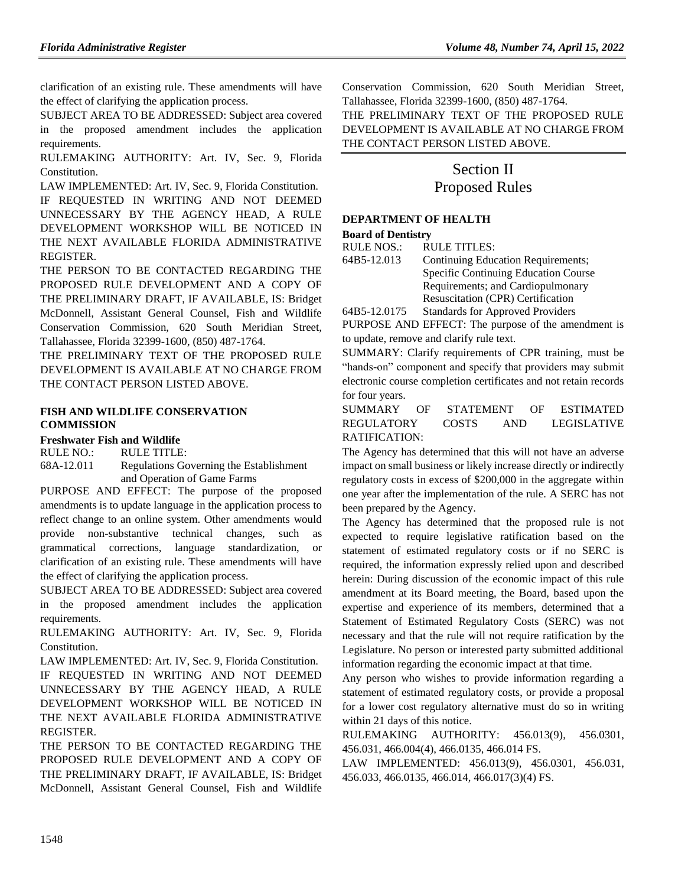clarification of an existing rule. These amendments will have the effect of clarifying the application process.

SUBJECT AREA TO BE ADDRESSED: Subject area covered in the proposed amendment includes the application requirements.

RULEMAKING AUTHORITY: Art. IV, Sec. 9, Florida Constitution.

LAW IMPLEMENTED: Art. IV, Sec. 9, Florida Constitution.

IF REQUESTED IN WRITING AND NOT DEEMED UNNECESSARY BY THE AGENCY HEAD, A RULE DEVELOPMENT WORKSHOP WILL BE NOTICED IN THE NEXT AVAILABLE FLORIDA ADMINISTRATIVE REGISTER.

THE PERSON TO BE CONTACTED REGARDING THE PROPOSED RULE DEVELOPMENT AND A COPY OF THE PRELIMINARY DRAFT, IF AVAILABLE, IS: Bridget McDonnell, Assistant General Counsel, Fish and Wildlife Conservation Commission, 620 South Meridian Street, Tallahassee, Florida 32399-1600, (850) 487-1764.

THE PRELIMINARY TEXT OF THE PROPOSED RULE DEVELOPMENT IS AVAILABLE AT NO CHARGE FROM THE CONTACT PERSON LISTED ABOVE.

### FISH AND WILDLIFE CONSERVATION COMMISSION

**Freshwater Fish and Wildlife**

| RULE NO.: | RULE TITLE: |
|---|---|
| 68A-12.011 | Regulations Governing the Establishment and Operation of Game Farms |

PURPOSE AND EFFECT: The purpose of the proposed amendments is to update language in the application process to reflect change to an online system. Other amendments would provide non-substantive technical changes, such as grammatical corrections, language standardization, or clarification of an existing rule. These amendments will have the effect of clarifying the application process.

SUBJECT AREA TO BE ADDRESSED: Subject area covered in the proposed amendment includes the application requirements.

RULEMAKING AUTHORITY: Art. IV, Sec. 9, Florida Constitution.

LAW IMPLEMENTED: Art. IV, Sec. 9, Florida Constitution.

IF REQUESTED IN WRITING AND NOT DEEMED UNNECESSARY BY THE AGENCY HEAD, A RULE DEVELOPMENT WORKSHOP WILL BE NOTICED IN THE NEXT AVAILABLE FLORIDA ADMINISTRATIVE REGISTER.

THE PERSON TO BE CONTACTED REGARDING THE PROPOSED RULE DEVELOPMENT AND A COPY OF THE PRELIMINARY DRAFT, IF AVAILABLE, IS: Bridget McDonnell, Assistant General Counsel, Fish and Wildlife Conservation Commission, 620 South Meridian Street, Tallahassee, Florida 32399-1600, (850) 487-1764.

THE PRELIMINARY TEXT OF THE PROPOSED RULE DEVELOPMENT IS AVAILABLE AT NO CHARGE FROM THE CONTACT PERSON LISTED ABOVE.

## Section II
## Proposed Rules

### DEPARTMENT OF HEALTH

**Board of Dentistry**

| RULE NOS.: | RULE TITLES: |
|---|---|
| 64B5-12.013 | Continuing Education Requirements; Specific Continuing Education Course Requirements; and Cardiopulmonary Resuscitation (CPR) Certification |
| 64B5-12.0175 | Standards for Approved Providers |

PURPOSE AND EFFECT: The purpose of the amendment is to update, remove and clarify rule text.

SUMMARY: Clarify requirements of CPR training, must be "hands-on" component and specify that providers may submit electronic course completion certificates and not retain records for four years.

SUMMARY OF STATEMENT OF ESTIMATED REGULATORY COSTS AND LEGISLATIVE RATIFICATION:

The Agency has determined that this will not have an adverse impact on small business or likely increase directly or indirectly regulatory costs in excess of $200,000 in the aggregate within one year after the implementation of the rule. A SERC has not been prepared by the Agency.

The Agency has determined that the proposed rule is not expected to require legislative ratification based on the statement of estimated regulatory costs or if no SERC is required, the information expressly relied upon and described herein: During discussion of the economic impact of this rule amendment at its Board meeting, the Board, based upon the expertise and experience of its members, determined that a Statement of Estimated Regulatory Costs (SERC) was not necessary and that the rule will not require ratification by the Legislature. No person or interested party submitted additional information regarding the economic impact at that time.

Any person who wishes to provide information regarding a statement of estimated regulatory costs, or provide a proposal for a lower cost regulatory alternative must do so in writing within 21 days of this notice.

RULEMAKING AUTHORITY: 456.013(9), 456.0301, 456.031, 466.004(4), 466.0135, 466.014 FS.

LAW IMPLEMENTED: 456.013(9), 456.0301, 456.031, 456.033, 466.0135, 466.014, 466.017(3)(4) FS.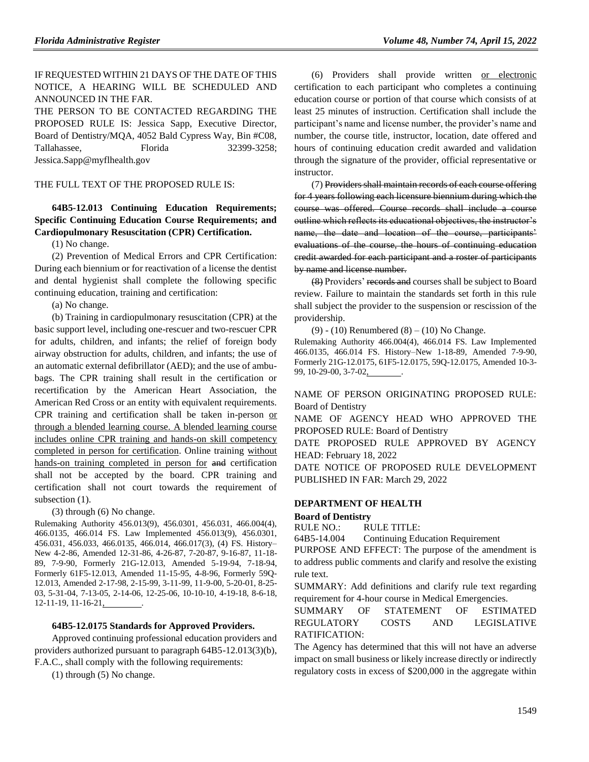IF REQUESTED WITHIN 21 DAYS OF THE DATE OF THIS NOTICE, A HEARING WILL BE SCHEDULED AND ANNOUNCED IN THE FAR.

THE PERSON TO BE CONTACTED REGARDING THE PROPOSED RULE IS: Jessica Sapp, Executive Director, Board of Dentistry/MQA, 4052 Bald Cypress Way, Bin #C08, Tallahassee, Florida 32399-3258; Jessica.Sapp@myflhealth.gov

THE FULL TEXT OF THE PROPOSED RULE IS:

**64B5-12.013 Continuing Education Requirements; Specific Continuing Education Course Requirements; and Cardiopulmonary Resuscitation (CPR) Certification.**

(1) No change.

(2) Prevention of Medical Errors and CPR Certification: During each biennium or for reactivation of a license the dentist and dental hygienist shall complete the following specific continuing education, training and certification:

(a) No change.

(b) Training in cardiopulmonary resuscitation (CPR) at the basic support level, including one-rescuer and two-rescuer CPR for adults, children, and infants; the relief of foreign body airway obstruction for adults, children, and infants; the use of an automatic external defibrillator (AED); and the use of ambu-bags. The CPR training shall result in the certification or recertification by the American Heart Association, the American Red Cross or an entity with equivalent requirements. CPR training and certification shall be taken in-person or through a blended learning course. A blended learning course includes online CPR training and hands-on skill competency completed in person for certification. Online training without hands-on training completed in person for ~~and~~ certification shall not be accepted by the board. CPR training and certification shall not court towards the requirement of subsection (1).

(3) through (6) No change.

Rulemaking Authority 456.013(9), 456.0301, 456.031, 466.004(4), 466.0135, 466.014 FS. Law Implemented 456.013(9), 456.0301, 456.031, 456.033, 466.0135, 466.014, 466.017(3), (4) FS. History–New 4-2-86, Amended 12-31-86, 4-26-87, 7-20-87, 9-16-87, 11-18-89, 7-9-90, Formerly 21G-12.013, Amended 5-19-94, 7-18-94, Formerly 61F5-12.013, Amended 11-15-95, 4-8-96, Formerly 59Q-12.013, Amended 2-17-98, 2-15-99, 3-11-99, 11-9-00, 5-20-01, 8-25-03, 5-31-04, 7-13-05, 2-14-06, 12-25-06, 10-10-10, 4-19-18, 8-6-18, 12-11-19, 11-16-21, ________.

**64B5-12.0175 Standards for Approved Providers.**

Approved continuing professional education providers and providers authorized pursuant to paragraph 64B5-12.013(3)(b), F.A.C., shall comply with the following requirements:

(1) through (5) No change.

(6) Providers shall provide written or electronic certification to each participant who completes a continuing education course or portion of that course which consists of at least 25 minutes of instruction. Certification shall include the participant's name and license number, the provider's name and number, the course title, instructor, location, date offered and hours of continuing education credit awarded and validation through the signature of the provider, official representative or instructor.

(7) ~~Providers shall maintain records of each course offering for 4 years following each licensure biennium during which the course was offered. Course records shall include a course outline which reflects its educational objectives, the instructor's name, the date and location of the course, participants' evaluations of the course, the hours of continuing education credit awarded for each participant and a roster of participants by name and license number.~~

~~(8)~~ Providers' ~~records and~~ courses shall be subject to Board review. Failure to maintain the standards set forth in this rule shall subject the provider to the suspension or rescission of the providership.

(9) - (10) Renumbered (8) – (10) No Change.

Rulemaking Authority 466.004(4), 466.014 FS. Law Implemented 466.0135, 466.014 FS. History–New 1-18-89, Amended 7-9-90, Formerly 21G-12.0175, 61F5-12.0175, 59Q-12.0175, Amended 10-3-99, 10-29-00, 3-7-02, ________.

NAME OF PERSON ORIGINATING PROPOSED RULE: Board of Dentistry

NAME OF AGENCY HEAD WHO APPROVED THE PROPOSED RULE: Board of Dentistry

DATE PROPOSED RULE APPROVED BY AGENCY HEAD: February 18, 2022

DATE NOTICE OF PROPOSED RULE DEVELOPMENT PUBLISHED IN FAR: March 29, 2022

## DEPARTMENT OF HEALTH

### Board of Dentistry

RULE NO.: RULE TITLE:

64B5-14.004 Continuing Education Requirement

PURPOSE AND EFFECT: The purpose of the amendment is to address public comments and clarify and resolve the existing rule text.

SUMMARY: Add definitions and clarify rule text regarding requirement for 4-hour course in Medical Emergencies.

SUMMARY OF STATEMENT OF ESTIMATED REGULATORY COSTS AND LEGISLATIVE RATIFICATION:

The Agency has determined that this will not have an adverse impact on small business or likely increase directly or indirectly regulatory costs in excess of $200,000 in the aggregate within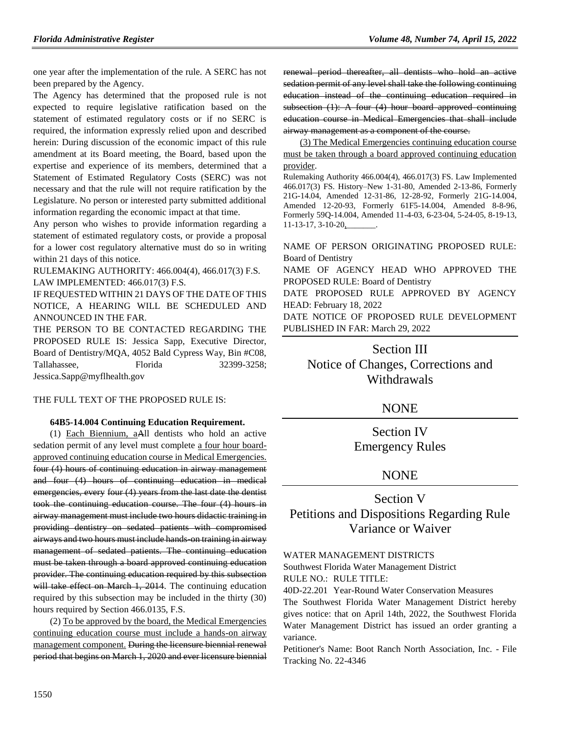one year after the implementation of the rule. A SERC has not been prepared by the Agency.

The Agency has determined that the proposed rule is not expected to require legislative ratification based on the statement of estimated regulatory costs or if no SERC is required, the information expressly relied upon and described herein: During discussion of the economic impact of this rule amendment at its Board meeting, the Board, based upon the expertise and experience of its members, determined that a Statement of Estimated Regulatory Costs (SERC) was not necessary and that the rule will not require ratification by the Legislature. No person or interested party submitted additional information regarding the economic impact at that time.

Any person who wishes to provide information regarding a statement of estimated regulatory costs, or provide a proposal for a lower cost regulatory alternative must do so in writing within 21 days of this notice.

RULEMAKING AUTHORITY: 466.004(4), 466.017(3) F.S.

LAW IMPLEMENTED: 466.017(3) F.S.

IF REQUESTED WITHIN 21 DAYS OF THE DATE OF THIS NOTICE, A HEARING WILL BE SCHEDULED AND ANNOUNCED IN THE FAR.

THE PERSON TO BE CONTACTED REGARDING THE PROPOSED RULE IS: Jessica Sapp, Executive Director, Board of Dentistry/MQA, 4052 Bald Cypress Way, Bin #C08, Tallahassee, Florida 32399-3258; Jessica.Sapp@myflhealth.gov

THE FULL TEXT OF THE PROPOSED RULE IS:

**64B5-14.004 Continuing Education Requirement.**

(1) Each Biennium, aAll dentists who hold an active sedation permit of any level must complete a four hour board-approved continuing education course in Medical Emergencies. ~~four (4) hours of continuing education in airway management and four (4) hours of continuing education in medical emergencies, every four (4) years from the last date the dentist took the continuing education course. The four (4) hours in airway management must include two hours didactic training in providing dentistry on sedated patients with compromised airways and two hours must include hands-on training in airway management of sedated patients. The continuing education must be taken through a board approved continuing education provider. The continuing education required by this subsection will take effect on March 1, 2014.~~ The continuing education required by this subsection may be included in the thirty (30) hours required by Section 466.0135, F.S.

(2) To be approved by the board, the Medical Emergencies continuing education course must include a hands-on airway management component. ~~During the licensure biennial renewal period that begins on March 1, 2020 and ever licensure biennial renewal period thereafter, all dentists who hold an active sedation permit of any level shall take the following continuing education instead of the continuing education required in subsection (1): A four (4) hour board approved continuing education course in Medical Emergencies that shall include airway management as a component of the course.~~

(3) The Medical Emergencies continuing education course must be taken through a board approved continuing education provider.

Rulemaking Authority 466.004(4), 466.017(3) FS. Law Implemented 466.017(3) FS. History–New 1-31-80, Amended 2-13-86, Formerly 21G-14.04, Amended 12-31-86, 12-28-92, Formerly 21G-14.004, Amended 12-20-93, Formerly 61F5-14.004, Amended 8-8-96, Formerly 59Q-14.004, Amended 11-4-03, 6-23-04, 5-24-05, 8-19-13, 11-13-17, 3-10-20,________.

NAME OF PERSON ORIGINATING PROPOSED RULE: Board of Dentistry

NAME OF AGENCY HEAD WHO APPROVED THE PROPOSED RULE: Board of Dentistry

DATE PROPOSED RULE APPROVED BY AGENCY HEAD: February 18, 2022

DATE NOTICE OF PROPOSED RULE DEVELOPMENT PUBLISHED IN FAR: March 29, 2022

## Section III
## Notice of Changes, Corrections and Withdrawals

NONE

## Section IV
## Emergency Rules

NONE

## Section V
## Petitions and Dispositions Regarding Rule Variance or Waiver

WATER MANAGEMENT DISTRICTS

Southwest Florida Water Management District

RULE NO.: RULE TITLE:

40D-22.201 Year-Round Water Conservation Measures

The Southwest Florida Water Management District hereby gives notice: that on April 14th, 2022, the Southwest Florida Water Management District has issued an order granting a variance.

Petitioner's Name: Boot Ranch North Association, Inc. - File Tracking No. 22-4346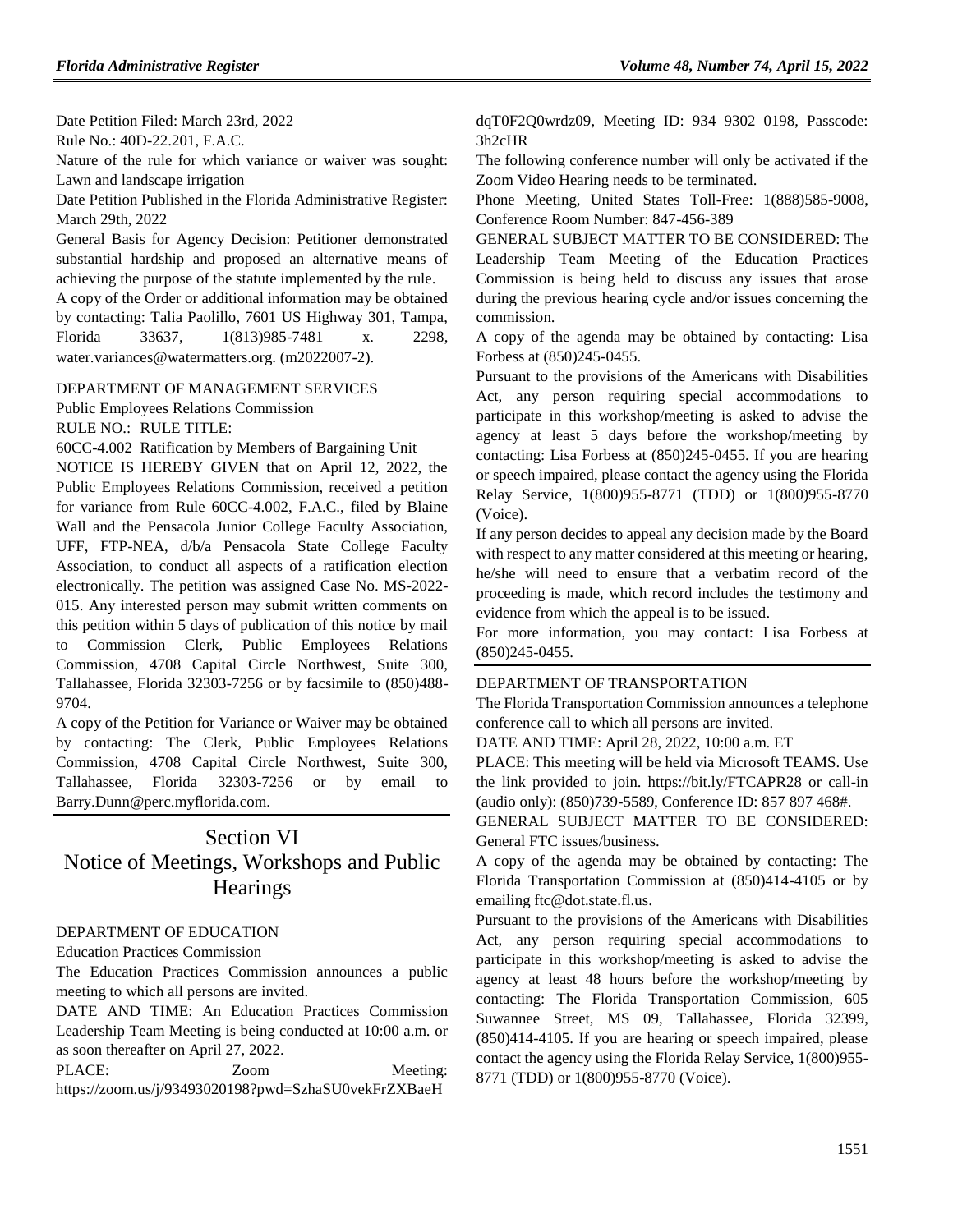Date Petition Filed: March 23rd, 2022

Rule No.: 40D-22.201, F.A.C.

Nature of the rule for which variance or waiver was sought: Lawn and landscape irrigation

Date Petition Published in the Florida Administrative Register: March 29th, 2022

General Basis for Agency Decision: Petitioner demonstrated substantial hardship and proposed an alternative means of achieving the purpose of the statute implemented by the rule.

A copy of the Order or additional information may be obtained by contacting: Talia Paolillo, 7601 US Highway 301, Tampa, Florida 33637, 1(813)985-7481 x. 2298, water.variances@watermatters.org. (m2022007-2).

DEPARTMENT OF MANAGEMENT SERVICES

Public Employees Relations Commission

RULE NO.: RULE TITLE:

60CC-4.002 Ratification by Members of Bargaining Unit

NOTICE IS HEREBY GIVEN that on April 12, 2022, the Public Employees Relations Commission, received a petition for variance from Rule 60CC-4.002, F.A.C., filed by Blaine Wall and the Pensacola Junior College Faculty Association, UFF, FTP-NEA, d/b/a Pensacola State College Faculty Association, to conduct all aspects of a ratification election electronically. The petition was assigned Case No. MS-2022-015. Any interested person may submit written comments on this petition within 5 days of publication of this notice by mail to Commission Clerk, Public Employees Relations Commission, 4708 Capital Circle Northwest, Suite 300, Tallahassee, Florida 32303-7256 or by facsimile to (850)488-9704.

A copy of the Petition for Variance or Waiver may be obtained by contacting: The Clerk, Public Employees Relations Commission, 4708 Capital Circle Northwest, Suite 300, Tallahassee, Florida 32303-7256 or by email to Barry.Dunn@perc.myflorida.com.

# Section VI
# Notice of Meetings, Workshops and Public Hearings

DEPARTMENT OF EDUCATION

Education Practices Commission

The Education Practices Commission announces a public meeting to which all persons are invited.

DATE AND TIME: An Education Practices Commission Leadership Team Meeting is being conducted at 10:00 a.m. or as soon thereafter on April 27, 2022.

PLACE: Zoom Meeting: https://zoom.us/j/93493020198?pwd=SzhaSU0vekFrZXBaeHdqT0F2Q0wrdz09, Meeting ID: 934 9302 0198, Passcode: 3h2cHR

The following conference number will only be activated if the Zoom Video Hearing needs to be terminated.

Phone Meeting, United States Toll-Free: 1(888)585-9008, Conference Room Number: 847-456-389

GENERAL SUBJECT MATTER TO BE CONSIDERED: The Leadership Team Meeting of the Education Practices Commission is being held to discuss any issues that arose during the previous hearing cycle and/or issues concerning the commission.

A copy of the agenda may be obtained by contacting: Lisa Forbess at (850)245-0455.

Pursuant to the provisions of the Americans with Disabilities Act, any person requiring special accommodations to participate in this workshop/meeting is asked to advise the agency at least 5 days before the workshop/meeting by contacting: Lisa Forbess at (850)245-0455. If you are hearing or speech impaired, please contact the agency using the Florida Relay Service, 1(800)955-8771 (TDD) or 1(800)955-8770 (Voice).

If any person decides to appeal any decision made by the Board with respect to any matter considered at this meeting or hearing, he/she will need to ensure that a verbatim record of the proceeding is made, which record includes the testimony and evidence from which the appeal is to be issued.

For more information, you may contact: Lisa Forbess at (850)245-0455.

DEPARTMENT OF TRANSPORTATION

The Florida Transportation Commission announces a telephone conference call to which all persons are invited.

DATE AND TIME: April 28, 2022, 10:00 a.m. ET

PLACE: This meeting will be held via Microsoft TEAMS. Use the link provided to join. https://bit.ly/FTCAPR28 or call-in (audio only): (850)739-5589, Conference ID: 857 897 468#.

GENERAL SUBJECT MATTER TO BE CONSIDERED: General FTC issues/business.

A copy of the agenda may be obtained by contacting: The Florida Transportation Commission at (850)414-4105 or by emailing ftc@dot.state.fl.us.

Pursuant to the provisions of the Americans with Disabilities Act, any person requiring special accommodations to participate in this workshop/meeting is asked to advise the agency at least 48 hours before the workshop/meeting by contacting: The Florida Transportation Commission, 605 Suwannee Street, MS 09, Tallahassee, Florida 32399, (850)414-4105. If you are hearing or speech impaired, please contact the agency using the Florida Relay Service, 1(800)955-8771 (TDD) or 1(800)955-8770 (Voice).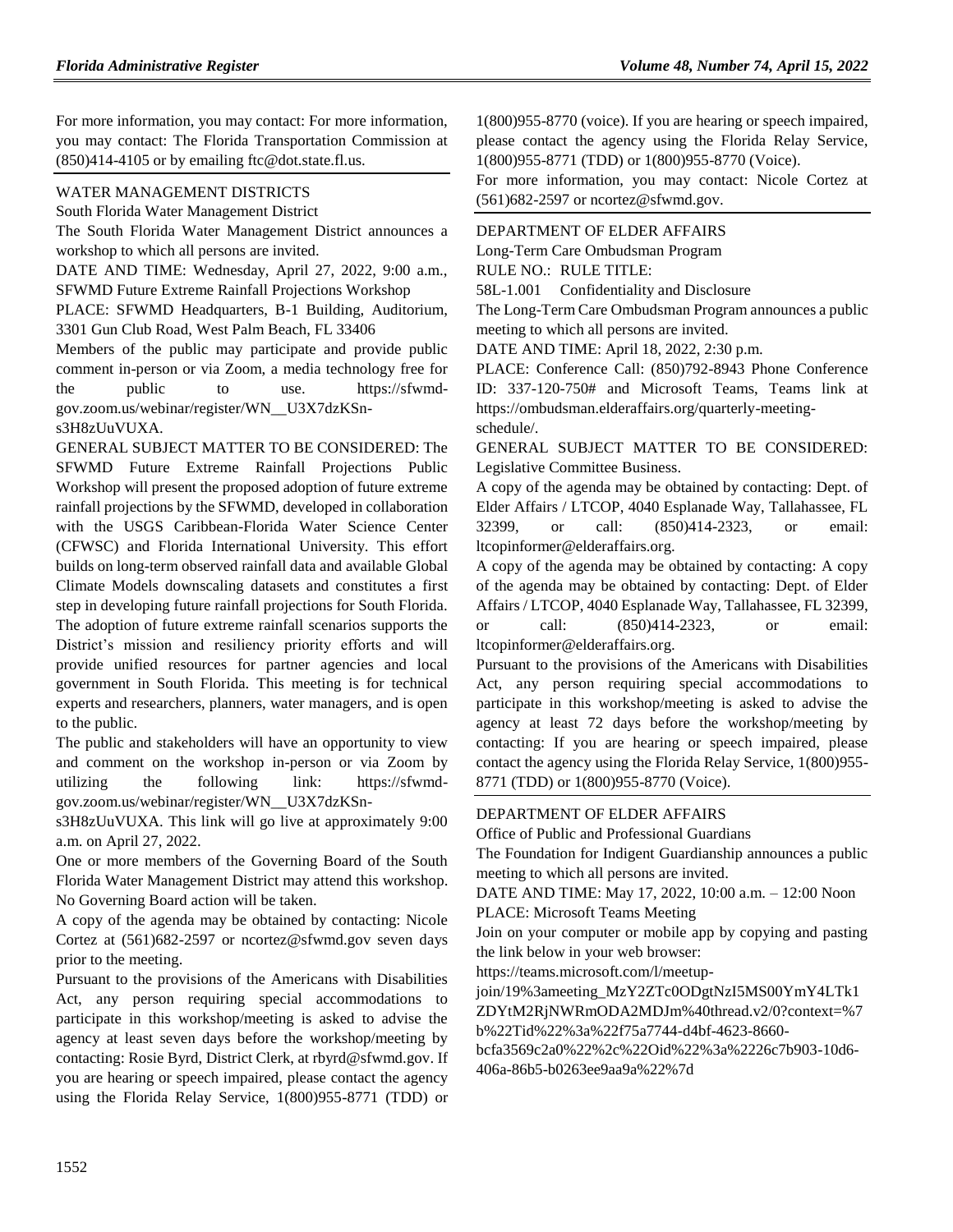For more information, you may contact: For more information, you may contact: The Florida Transportation Commission at (850)414-4105 or by emailing ftc@dot.state.fl.us.

WATER MANAGEMENT DISTRICTS

South Florida Water Management District

The South Florida Water Management District announces a workshop to which all persons are invited.

DATE AND TIME: Wednesday, April 27, 2022, 9:00 a.m., SFWMD Future Extreme Rainfall Projections Workshop

PLACE: SFWMD Headquarters, B-1 Building, Auditorium, 3301 Gun Club Road, West Palm Beach, FL 33406

Members of the public may participate and provide public comment in-person or via Zoom, a media technology free for the public to use. https://sfwmd-gov.zoom.us/webinar/register/WN__U3X7dzKSn-s3H8zUuVUXA.

GENERAL SUBJECT MATTER TO BE CONSIDERED: The SFWMD Future Extreme Rainfall Projections Public Workshop will present the proposed adoption of future extreme rainfall projections by the SFWMD, developed in collaboration with the USGS Caribbean-Florida Water Science Center (CFWSC) and Florida International University. This effort builds on long-term observed rainfall data and available Global Climate Models downscaling datasets and constitutes a first step in developing future rainfall projections for South Florida. The adoption of future extreme rainfall scenarios supports the District's mission and resiliency priority efforts and will provide unified resources for partner agencies and local government in South Florida. This meeting is for technical experts and researchers, planners, water managers, and is open to the public.

The public and stakeholders will have an opportunity to view and comment on the workshop in-person or via Zoom by utilizing the following link: https://sfwmd-gov.zoom.us/webinar/register/WN__U3X7dzKSn-s3H8zUuVUXA. This link will go live at approximately 9:00 a.m. on April 27, 2022.

One or more members of the Governing Board of the South Florida Water Management District may attend this workshop. No Governing Board action will be taken.

A copy of the agenda may be obtained by contacting: Nicole Cortez at (561)682-2597 or ncortez@sfwmd.gov seven days prior to the meeting.

Pursuant to the provisions of the Americans with Disabilities Act, any person requiring special accommodations to participate in this workshop/meeting is asked to advise the agency at least seven days before the workshop/meeting by contacting: Rosie Byrd, District Clerk, at rbyrd@sfwmd.gov. If you are hearing or speech impaired, please contact the agency using the Florida Relay Service, 1(800)955-8771 (TDD) or 1(800)955-8770 (voice). If you are hearing or speech impaired, please contact the agency using the Florida Relay Service, 1(800)955-8771 (TDD) or 1(800)955-8770 (Voice).

For more information, you may contact: Nicole Cortez at (561)682-2597 or ncortez@sfwmd.gov.

DEPARTMENT OF ELDER AFFAIRS

Long-Term Care Ombudsman Program

RULE NO.: RULE TITLE:

58L-1.001 Confidentiality and Disclosure

The Long-Term Care Ombudsman Program announces a public meeting to which all persons are invited.

DATE AND TIME: April 18, 2022, 2:30 p.m.

PLACE: Conference Call: (850)792-8943 Phone Conference ID: 337-120-750# and Microsoft Teams, Teams link at https://ombudsman.elderaffairs.org/quarterly-meeting-schedule/.

GENERAL SUBJECT MATTER TO BE CONSIDERED: Legislative Committee Business.

A copy of the agenda may be obtained by contacting: Dept. of Elder Affairs / LTCOP, 4040 Esplanade Way, Tallahassee, FL 32399, or call: (850)414-2323, or email: ltcopinformer@elderaffairs.org.

A copy of the agenda may be obtained by contacting: A copy of the agenda may be obtained by contacting: Dept. of Elder Affairs / LTCOP, 4040 Esplanade Way, Tallahassee, FL 32399, or call: (850)414-2323, or email: ltcopinformer@elderaffairs.org.

Pursuant to the provisions of the Americans with Disabilities Act, any person requiring special accommodations to participate in this workshop/meeting is asked to advise the agency at least 72 days before the workshop/meeting by contacting: If you are hearing or speech impaired, please contact the agency using the Florida Relay Service, 1(800)955-8771 (TDD) or 1(800)955-8770 (Voice).

DEPARTMENT OF ELDER AFFAIRS

Office of Public and Professional Guardians

The Foundation for Indigent Guardianship announces a public meeting to which all persons are invited.

DATE AND TIME: May 17, 2022, 10:00 a.m. – 12:00 Noon

PLACE: Microsoft Teams Meeting

Join on your computer or mobile app by copying and pasting the link below in your web browser:

https://teams.microsoft.com/l/meetup-join/19%3ameeting_MzY2ZTc0ODgtNzI5MS00YmY4LTk1ZDYtM2RjNWRmODA2MDJm%40thread.v2/0?context=%7b%22Tid%22%3a%22f75a7744-d4bf-4623-8660-bcfa3569c2a0%22%2c%22Oid%22%3a%2226c7b903-10d6-406a-86b5-b0263ee9aa9a%22%7d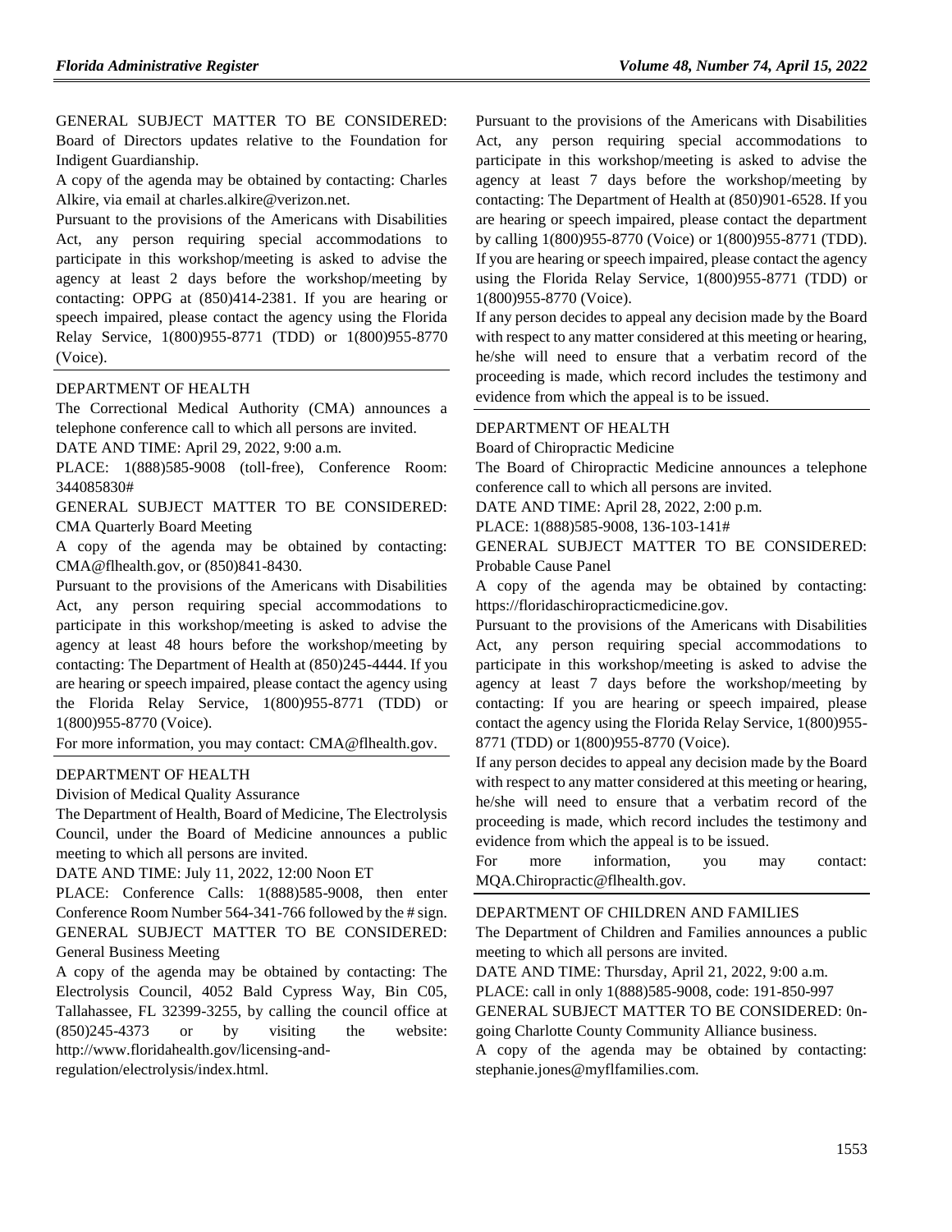GENERAL SUBJECT MATTER TO BE CONSIDERED: Board of Directors updates relative to the Foundation for Indigent Guardianship.

A copy of the agenda may be obtained by contacting: Charles Alkire, via email at charles.alkire@verizon.net.

Pursuant to the provisions of the Americans with Disabilities Act, any person requiring special accommodations to participate in this workshop/meeting is asked to advise the agency at least 2 days before the workshop/meeting by contacting: OPPG at (850)414-2381. If you are hearing or speech impaired, please contact the agency using the Florida Relay Service, 1(800)955-8771 (TDD) or 1(800)955-8770 (Voice).

DEPARTMENT OF HEALTH

The Correctional Medical Authority (CMA) announces a telephone conference call to which all persons are invited.

DATE AND TIME: April 29, 2022, 9:00 a.m.

PLACE: 1(888)585-9008 (toll-free), Conference Room: 344085830#

GENERAL SUBJECT MATTER TO BE CONSIDERED: CMA Quarterly Board Meeting

A copy of the agenda may be obtained by contacting: CMA@flhealth.gov, or (850)841-8430.

Pursuant to the provisions of the Americans with Disabilities Act, any person requiring special accommodations to participate in this workshop/meeting is asked to advise the agency at least 48 hours before the workshop/meeting by contacting: The Department of Health at (850)245-4444. If you are hearing or speech impaired, please contact the agency using the Florida Relay Service, 1(800)955-8771 (TDD) or 1(800)955-8770 (Voice).

For more information, you may contact: CMA@flhealth.gov.

DEPARTMENT OF HEALTH

Division of Medical Quality Assurance

The Department of Health, Board of Medicine, The Electrolysis Council, under the Board of Medicine announces a public meeting to which all persons are invited.

DATE AND TIME: July 11, 2022, 12:00 Noon ET

PLACE: Conference Calls: 1(888)585-9008, then enter Conference Room Number 564-341-766 followed by the # sign.

GENERAL SUBJECT MATTER TO BE CONSIDERED: General Business Meeting

A copy of the agenda may be obtained by contacting: The Electrolysis Council, 4052 Bald Cypress Way, Bin C05, Tallahassee, FL 32399-3255, by calling the council office at (850)245-4373 or by visiting the website: http://www.floridahealth.gov/licensing-and-regulation/electrolysis/index.html.

Pursuant to the provisions of the Americans with Disabilities Act, any person requiring special accommodations to participate in this workshop/meeting is asked to advise the agency at least 7 days before the workshop/meeting by contacting: The Department of Health at (850)901-6528. If you are hearing or speech impaired, please contact the department by calling 1(800)955-8770 (Voice) or 1(800)955-8771 (TDD). If you are hearing or speech impaired, please contact the agency using the Florida Relay Service, 1(800)955-8771 (TDD) or 1(800)955-8770 (Voice).

If any person decides to appeal any decision made by the Board with respect to any matter considered at this meeting or hearing, he/she will need to ensure that a verbatim record of the proceeding is made, which record includes the testimony and evidence from which the appeal is to be issued.

DEPARTMENT OF HEALTH

Board of Chiropractic Medicine

The Board of Chiropractic Medicine announces a telephone conference call to which all persons are invited.

DATE AND TIME: April 28, 2022, 2:00 p.m.

PLACE: 1(888)585-9008, 136-103-141#

GENERAL SUBJECT MATTER TO BE CONSIDERED: Probable Cause Panel

A copy of the agenda may be obtained by contacting: https://floridaschiropracticmedicine.gov.

Pursuant to the provisions of the Americans with Disabilities Act, any person requiring special accommodations to participate in this workshop/meeting is asked to advise the agency at least 7 days before the workshop/meeting by contacting: If you are hearing or speech impaired, please contact the agency using the Florida Relay Service, 1(800)955-8771 (TDD) or 1(800)955-8770 (Voice).

If any person decides to appeal any decision made by the Board with respect to any matter considered at this meeting or hearing, he/she will need to ensure that a verbatim record of the proceeding is made, which record includes the testimony and evidence from which the appeal is to be issued.

For more information, you may contact: MQA.Chiropractic@flhealth.gov.

DEPARTMENT OF CHILDREN AND FAMILIES

The Department of Children and Families announces a public meeting to which all persons are invited.

DATE AND TIME: Thursday, April 21, 2022, 9:00 a.m.

PLACE: call in only 1(888)585-9008, code: 191-850-997

GENERAL SUBJECT MATTER TO BE CONSIDERED: 0n-going Charlotte County Community Alliance business.

A copy of the agenda may be obtained by contacting: stephanie.jones@myflfamilies.com.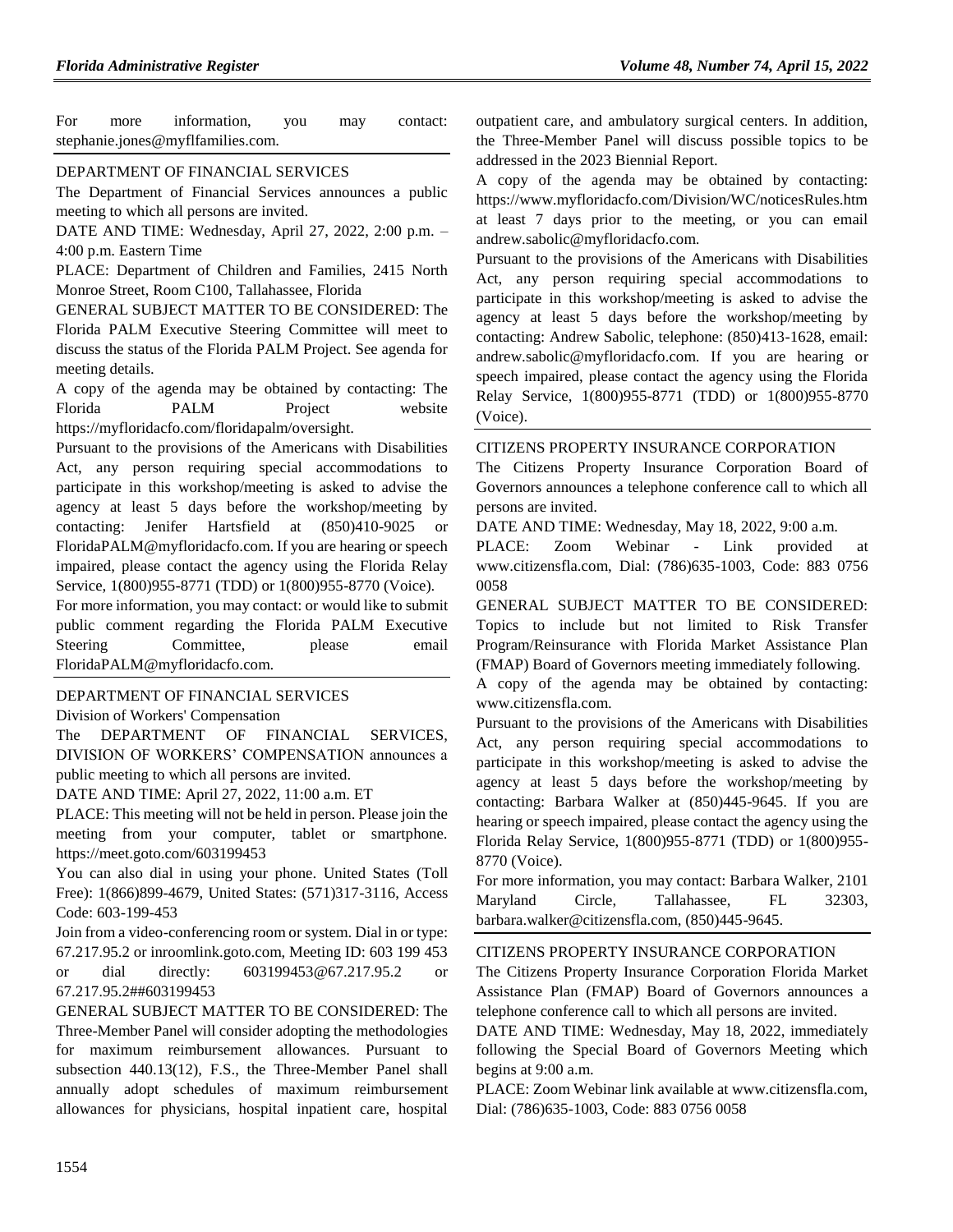For more information, you may contact: stephanie.jones@myflfamilies.com.

DEPARTMENT OF FINANCIAL SERVICES

The Department of Financial Services announces a public meeting to which all persons are invited.

DATE AND TIME: Wednesday, April 27, 2022, 2:00 p.m. – 4:00 p.m. Eastern Time

PLACE: Department of Children and Families, 2415 North Monroe Street, Room C100, Tallahassee, Florida

GENERAL SUBJECT MATTER TO BE CONSIDERED: The Florida PALM Executive Steering Committee will meet to discuss the status of the Florida PALM Project. See agenda for meeting details.

A copy of the agenda may be obtained by contacting: The Florida PALM Project website https://myfloridacfo.com/floridapalm/oversight.

Pursuant to the provisions of the Americans with Disabilities Act, any person requiring special accommodations to participate in this workshop/meeting is asked to advise the agency at least 5 days before the workshop/meeting by contacting: Jenifer Hartsfield at (850)410-9025 or FloridaPALM@myfloridacfo.com. If you are hearing or speech impaired, please contact the agency using the Florida Relay Service, 1(800)955-8771 (TDD) or 1(800)955-8770 (Voice).

For more information, you may contact: or would like to submit public comment regarding the Florida PALM Executive Steering Committee, please email FloridaPALM@myfloridacfo.com.

DEPARTMENT OF FINANCIAL SERVICES

Division of Workers' Compensation

The DEPARTMENT OF FINANCIAL SERVICES, DIVISION OF WORKERS' COMPENSATION announces a public meeting to which all persons are invited.

DATE AND TIME: April 27, 2022, 11:00 a.m. ET

PLACE: This meeting will not be held in person. Please join the meeting from your computer, tablet or smartphone. https://meet.goto.com/603199453

You can also dial in using your phone. United States (Toll Free): 1(866)899-4679, United States: (571)317-3116, Access Code: 603-199-453

Join from a video-conferencing room or system. Dial in or type: 67.217.95.2 or inroomlink.goto.com, Meeting ID: 603 199 453 or dial directly: 603199453@67.217.95.2 or 67.217.95.2##603199453

GENERAL SUBJECT MATTER TO BE CONSIDERED: The Three-Member Panel will consider adopting the methodologies for maximum reimbursement allowances. Pursuant to subsection 440.13(12), F.S., the Three-Member Panel shall annually adopt schedules of maximum reimbursement allowances for physicians, hospital inpatient care, hospital outpatient care, and ambulatory surgical centers. In addition, the Three-Member Panel will discuss possible topics to be addressed in the 2023 Biennial Report.

A copy of the agenda may be obtained by contacting: https://www.myfloridacfo.com/Division/WC/noticesRules.htm at least 7 days prior to the meeting, or you can email andrew.sabolic@myfloridacfo.com.

Pursuant to the provisions of the Americans with Disabilities Act, any person requiring special accommodations to participate in this workshop/meeting is asked to advise the agency at least 5 days before the workshop/meeting by contacting: Andrew Sabolic, telephone: (850)413-1628, email: andrew.sabolic@myfloridacfo.com. If you are hearing or speech impaired, please contact the agency using the Florida Relay Service, 1(800)955-8771 (TDD) or 1(800)955-8770 (Voice).

CITIZENS PROPERTY INSURANCE CORPORATION

The Citizens Property Insurance Corporation Board of Governors announces a telephone conference call to which all persons are invited.

DATE AND TIME: Wednesday, May 18, 2022, 9:00 a.m.

PLACE: Zoom Webinar - Link provided at www.citizensfla.com, Dial: (786)635-1003, Code: 883 0756 0058

GENERAL SUBJECT MATTER TO BE CONSIDERED: Topics to include but not limited to Risk Transfer Program/Reinsurance with Florida Market Assistance Plan (FMAP) Board of Governors meeting immediately following.

A copy of the agenda may be obtained by contacting: www.citizensfla.com.

Pursuant to the provisions of the Americans with Disabilities Act, any person requiring special accommodations to participate in this workshop/meeting is asked to advise the agency at least 5 days before the workshop/meeting by contacting: Barbara Walker at (850)445-9645. If you are hearing or speech impaired, please contact the agency using the Florida Relay Service, 1(800)955-8771 (TDD) or 1(800)955-8770 (Voice).

For more information, you may contact: Barbara Walker, 2101 Maryland Circle, Tallahassee, FL 32303, barbara.walker@citizensfla.com, (850)445-9645.

CITIZENS PROPERTY INSURANCE CORPORATION

The Citizens Property Insurance Corporation Florida Market Assistance Plan (FMAP) Board of Governors announces a telephone conference call to which all persons are invited.

DATE AND TIME: Wednesday, May 18, 2022, immediately following the Special Board of Governors Meeting which begins at 9:00 a.m.

PLACE: Zoom Webinar link available at www.citizensfla.com, Dial: (786)635-1003, Code: 883 0756 0058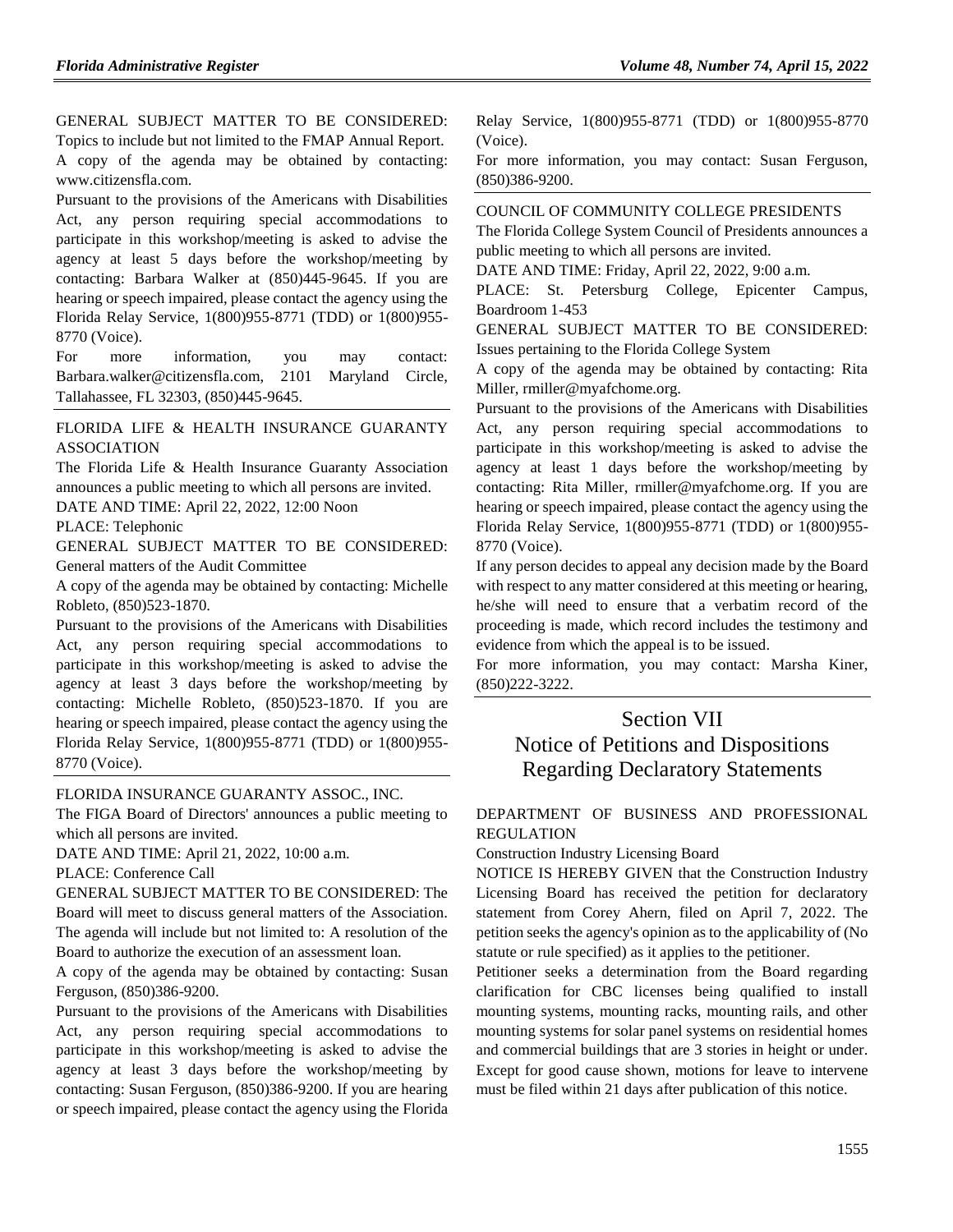GENERAL SUBJECT MATTER TO BE CONSIDERED: Topics to include but not limited to the FMAP Annual Report.

A copy of the agenda may be obtained by contacting: www.citizensfla.com.

Pursuant to the provisions of the Americans with Disabilities Act, any person requiring special accommodations to participate in this workshop/meeting is asked to advise the agency at least 5 days before the workshop/meeting by contacting: Barbara Walker at (850)445-9645. If you are hearing or speech impaired, please contact the agency using the Florida Relay Service, 1(800)955-8771 (TDD) or 1(800)955-8770 (Voice).

For more information, you may contact: Barbara.walker@citizensfla.com, 2101 Maryland Circle, Tallahassee, FL 32303, (850)445-9645.

FLORIDA LIFE & HEALTH INSURANCE GUARANTY ASSOCIATION

The Florida Life & Health Insurance Guaranty Association announces a public meeting to which all persons are invited.

DATE AND TIME: April 22, 2022, 12:00 Noon

PLACE: Telephonic

GENERAL SUBJECT MATTER TO BE CONSIDERED: General matters of the Audit Committee

A copy of the agenda may be obtained by contacting: Michelle Robleto, (850)523-1870.

Pursuant to the provisions of the Americans with Disabilities Act, any person requiring special accommodations to participate in this workshop/meeting is asked to advise the agency at least 3 days before the workshop/meeting by contacting: Michelle Robleto, (850)523-1870. If you are hearing or speech impaired, please contact the agency using the Florida Relay Service, 1(800)955-8771 (TDD) or 1(800)955-8770 (Voice).

FLORIDA INSURANCE GUARANTY ASSOC., INC.

The FIGA Board of Directors' announces a public meeting to which all persons are invited.

DATE AND TIME: April 21, 2022, 10:00 a.m.

PLACE: Conference Call

GENERAL SUBJECT MATTER TO BE CONSIDERED: The Board will meet to discuss general matters of the Association. The agenda will include but not limited to: A resolution of the Board to authorize the execution of an assessment loan.

A copy of the agenda may be obtained by contacting: Susan Ferguson, (850)386-9200.

Pursuant to the provisions of the Americans with Disabilities Act, any person requiring special accommodations to participate in this workshop/meeting is asked to advise the agency at least 3 days before the workshop/meeting by contacting: Susan Ferguson, (850)386-9200. If you are hearing or speech impaired, please contact the agency using the Florida Relay Service, 1(800)955-8771 (TDD) or 1(800)955-8770 (Voice).

For more information, you may contact: Susan Ferguson, (850)386-9200.

COUNCIL OF COMMUNITY COLLEGE PRESIDENTS

The Florida College System Council of Presidents announces a public meeting to which all persons are invited.

DATE AND TIME: Friday, April 22, 2022, 9:00 a.m.

PLACE: St. Petersburg College, Epicenter Campus, Boardroom 1-453

GENERAL SUBJECT MATTER TO BE CONSIDERED: Issues pertaining to the Florida College System

A copy of the agenda may be obtained by contacting: Rita Miller, rmiller@myafchome.org.

Pursuant to the provisions of the Americans with Disabilities Act, any person requiring special accommodations to participate in this workshop/meeting is asked to advise the agency at least 1 days before the workshop/meeting by contacting: Rita Miller, rmiller@myafchome.org. If you are hearing or speech impaired, please contact the agency using the Florida Relay Service, 1(800)955-8771 (TDD) or 1(800)955-8770 (Voice).

If any person decides to appeal any decision made by the Board with respect to any matter considered at this meeting or hearing, he/she will need to ensure that a verbatim record of the proceeding is made, which record includes the testimony and evidence from which the appeal is to be issued.

For more information, you may contact: Marsha Kiner, (850)222-3222.

# Section VII Notice of Petitions and Dispositions Regarding Declaratory Statements

DEPARTMENT OF BUSINESS AND PROFESSIONAL REGULATION

Construction Industry Licensing Board

NOTICE IS HEREBY GIVEN that the Construction Industry Licensing Board has received the petition for declaratory statement from Corey Ahern, filed on April 7, 2022. The petition seeks the agency's opinion as to the applicability of (No statute or rule specified) as it applies to the petitioner.

Petitioner seeks a determination from the Board regarding clarification for CBC licenses being qualified to install mounting systems, mounting racks, mounting rails, and other mounting systems for solar panel systems on residential homes and commercial buildings that are 3 stories in height or under.

Except for good cause shown, motions for leave to intervene must be filed within 21 days after publication of this notice.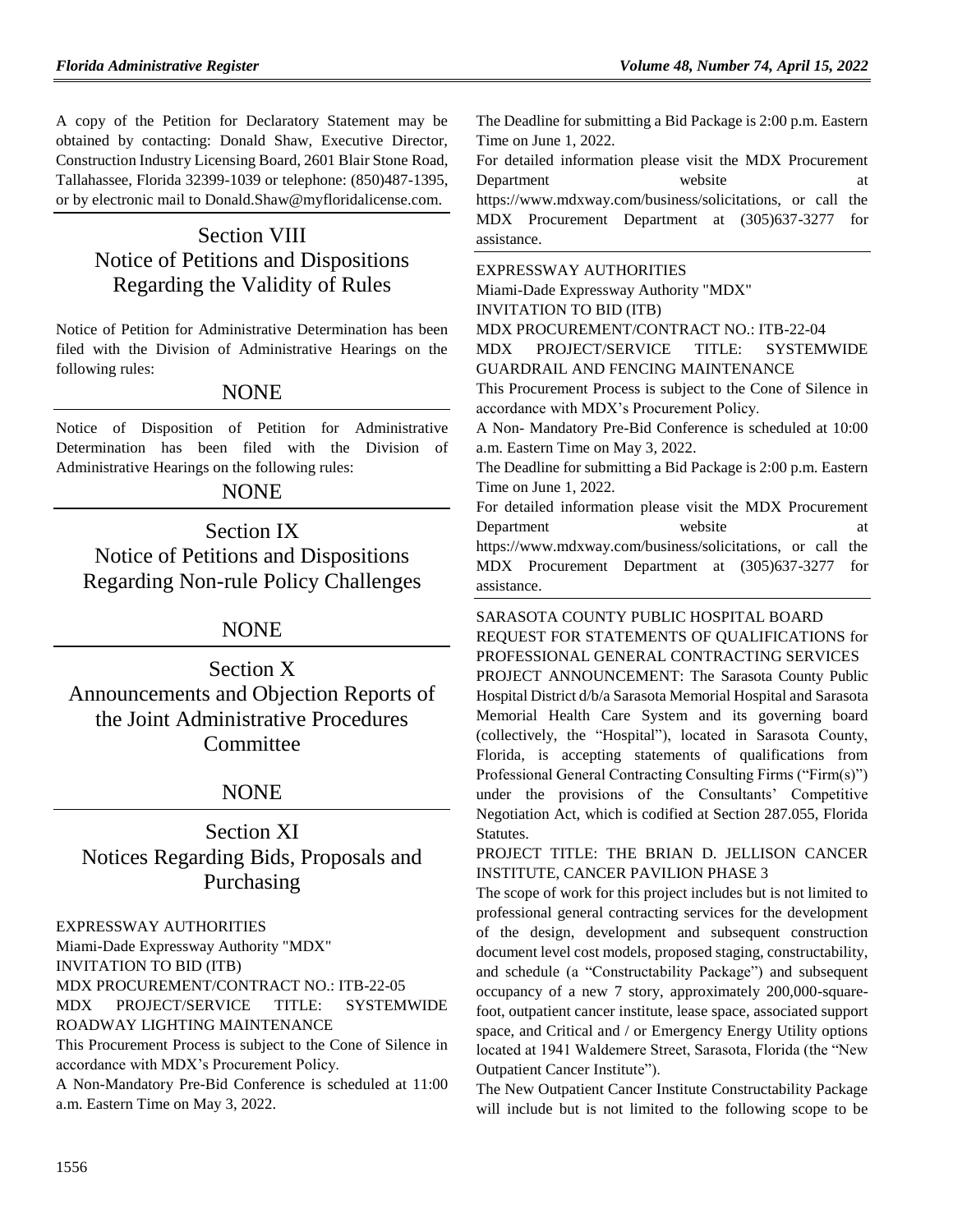A copy of the Petition for Declaratory Statement may be obtained by contacting: Donald Shaw, Executive Director, Construction Industry Licensing Board, 2601 Blair Stone Road, Tallahassee, Florida 32399-1039 or telephone: (850)487-1395, or by electronic mail to Donald.Shaw@myfloridalicense.com.

# Section VIII Notice of Petitions and Dispositions Regarding the Validity of Rules

Notice of Petition for Administrative Determination has been filed with the Division of Administrative Hearings on the following rules:

NONE

Notice of Disposition of Petition for Administrative Determination has been filed with the Division of Administrative Hearings on the following rules:

NONE

# Section IX Notice of Petitions and Dispositions Regarding Non-rule Policy Challenges

NONE

# Section X Announcements and Objection Reports of the Joint Administrative Procedures Committee

NONE

# Section XI Notices Regarding Bids, Proposals and Purchasing

EXPRESSWAY AUTHORITIES

Miami-Dade Expressway Authority "MDX"

INVITATION TO BID (ITB)

MDX PROCUREMENT/CONTRACT NO.: ITB-22-05

MDX PROJECT/SERVICE TITLE: SYSTEMWIDE ROADWAY LIGHTING MAINTENANCE

This Procurement Process is subject to the Cone of Silence in accordance with MDX's Procurement Policy.

A Non-Mandatory Pre-Bid Conference is scheduled at 11:00 a.m. Eastern Time on May 3, 2022.

The Deadline for submitting a Bid Package is 2:00 p.m. Eastern Time on June 1, 2022.

For detailed information please visit the MDX Procurement Department website at https://www.mdxway.com/business/solicitations, or call the MDX Procurement Department at (305)637-3277 for assistance.

EXPRESSWAY AUTHORITIES

Miami-Dade Expressway Authority "MDX"

INVITATION TO BID (ITB)

MDX PROCUREMENT/CONTRACT NO.: ITB-22-04

MDX PROJECT/SERVICE TITLE: SYSTEMWIDE GUARDRAIL AND FENCING MAINTENANCE

This Procurement Process is subject to the Cone of Silence in accordance with MDX's Procurement Policy.

A Non- Mandatory Pre-Bid Conference is scheduled at 10:00 a.m. Eastern Time on May 3, 2022.

The Deadline for submitting a Bid Package is 2:00 p.m. Eastern Time on June 1, 2022.

For detailed information please visit the MDX Procurement Department website at https://www.mdxway.com/business/solicitations, or call the MDX Procurement Department at (305)637-3277 for assistance.

SARASOTA COUNTY PUBLIC HOSPITAL BOARD

REQUEST FOR STATEMENTS OF QUALIFICATIONS for PROFESSIONAL GENERAL CONTRACTING SERVICES

PROJECT ANNOUNCEMENT: The Sarasota County Public Hospital District d/b/a Sarasota Memorial Hospital and Sarasota Memorial Health Care System and its governing board (collectively, the "Hospital"), located in Sarasota County, Florida, is accepting statements of qualifications from Professional General Contracting Consulting Firms ("Firm(s)") under the provisions of the Consultants' Competitive Negotiation Act, which is codified at Section 287.055, Florida Statutes.

PROJECT TITLE: THE BRIAN D. JELLISON CANCER INSTITUTE, CANCER PAVILION PHASE 3

The scope of work for this project includes but is not limited to professional general contracting services for the development of the design, development and subsequent construction document level cost models, proposed staging, constructability, and schedule (a "Constructability Package") and subsequent occupancy of a new 7 story, approximately 200,000-square-foot, outpatient cancer institute, lease space, associated support space, and Critical and / or Emergency Energy Utility options located at 1941 Waldemere Street, Sarasota, Florida (the "New Outpatient Cancer Institute").

The New Outpatient Cancer Institute Constructability Package will include but is not limited to the following scope to be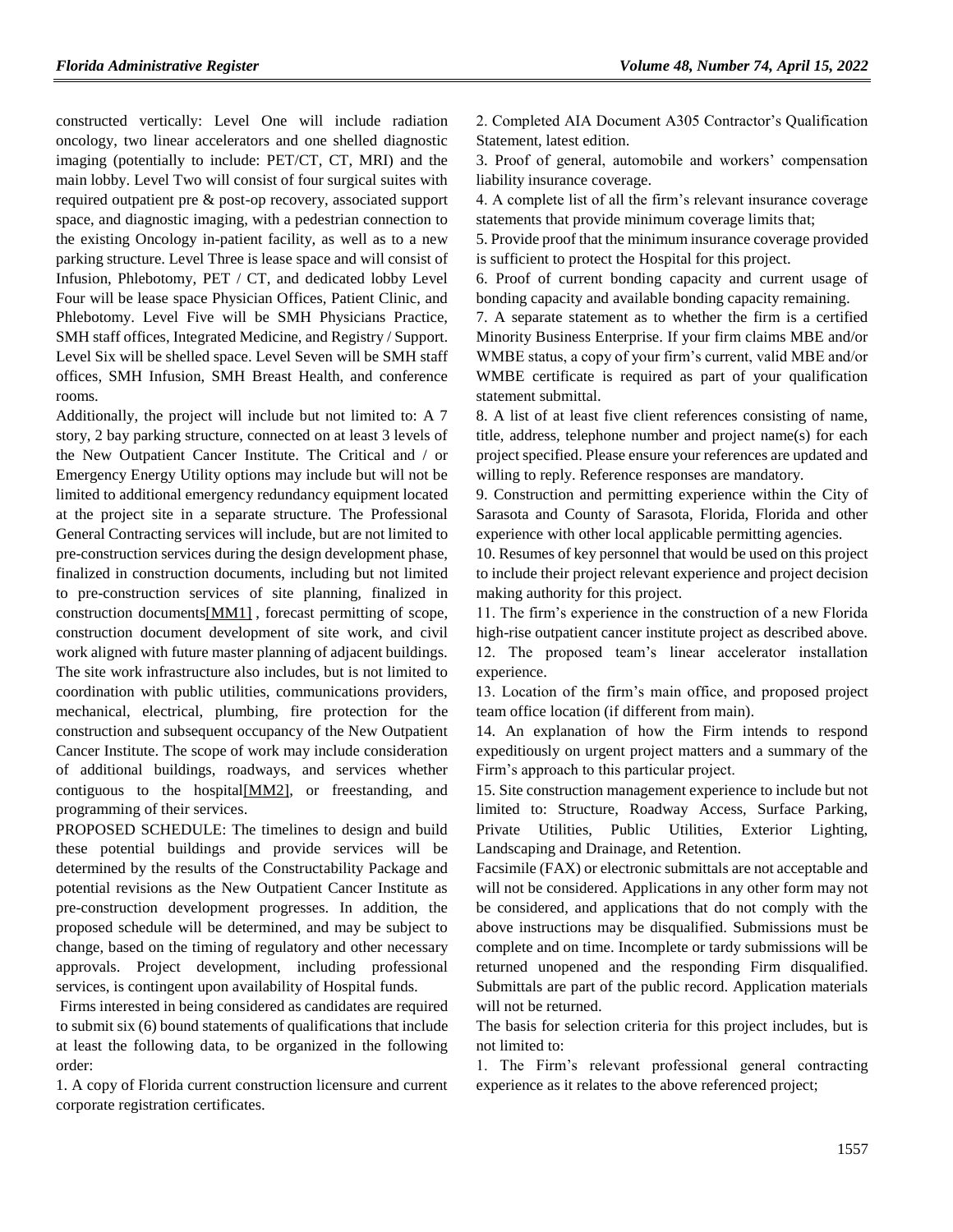constructed vertically: Level One will include radiation oncology, two linear accelerators and one shelled diagnostic imaging (potentially to include: PET/CT, CT, MRI) and the main lobby. Level Two will consist of four surgical suites with required outpatient pre & post-op recovery, associated support space, and diagnostic imaging, with a pedestrian connection to the existing Oncology in-patient facility, as well as to a new parking structure. Level Three is lease space and will consist of Infusion, Phlebotomy, PET / CT, and dedicated lobby Level Four will be lease space Physician Offices, Patient Clinic, and Phlebotomy. Level Five will be SMH Physicians Practice, SMH staff offices, Integrated Medicine, and Registry / Support. Level Six will be shelled space. Level Seven will be SMH staff offices, SMH Infusion, SMH Breast Health, and conference rooms.

Additionally, the project will include but not limited to: A 7 story, 2 bay parking structure, connected on at least 3 levels of the New Outpatient Cancer Institute. The Critical and / or Emergency Energy Utility options may include but will not be limited to additional emergency redundancy equipment located at the project site in a separate structure. The Professional General Contracting services will include, but are not limited to pre-construction services during the design development phase, finalized in construction documents, including but not limited to pre-construction services of site planning, finalized in construction documents[MM1] , forecast permitting of scope, construction document development of site work, and civil work aligned with future master planning of adjacent buildings. The site work infrastructure also includes, but is not limited to coordination with public utilities, communications providers, mechanical, electrical, plumbing, fire protection for the construction and subsequent occupancy of the New Outpatient Cancer Institute. The scope of work may include consideration of additional buildings, roadways, and services whether contiguous to the hospital[MM2], or freestanding, and programming of their services.

PROPOSED SCHEDULE: The timelines to design and build these potential buildings and provide services will be determined by the results of the Constructability Package and potential revisions as the New Outpatient Cancer Institute as pre-construction development progresses. In addition, the proposed schedule will be determined, and may be subject to change, based on the timing of regulatory and other necessary approvals. Project development, including professional services, is contingent upon availability of Hospital funds.

Firms interested in being considered as candidates are required to submit six (6) bound statements of qualifications that include at least the following data, to be organized in the following order:

1. A copy of Florida current construction licensure and current corporate registration certificates.
2. Completed AIA Document A305 Contractor's Qualification Statement, latest edition.
3. Proof of general, automobile and workers' compensation liability insurance coverage.
4. A complete list of all the firm's relevant insurance coverage statements that provide minimum coverage limits that;
5. Provide proof that the minimum insurance coverage provided is sufficient to protect the Hospital for this project.
6. Proof of current bonding capacity and current usage of bonding capacity and available bonding capacity remaining.
7. A separate statement as to whether the firm is a certified Minority Business Enterprise. If your firm claims MBE and/or WMBE status, a copy of your firm's current, valid MBE and/or WMBE certificate is required as part of your qualification statement submittal.
8. A list of at least five client references consisting of name, title, address, telephone number and project name(s) for each project specified. Please ensure your references are updated and willing to reply. Reference responses are mandatory.
9. Construction and permitting experience within the City of Sarasota and County of Sarasota, Florida, Florida and other experience with other local applicable permitting agencies.
10. Resumes of key personnel that would be used on this project to include their project relevant experience and project decision making authority for this project.
11. The firm's experience in the construction of a new Florida high-rise outpatient cancer institute project as described above.
12. The proposed team's linear accelerator installation experience.
13. Location of the firm's main office, and proposed project team office location (if different from main).
14. An explanation of how the Firm intends to respond expeditiously on urgent project matters and a summary of the Firm's approach to this particular project.
15. Site construction management experience to include but not limited to: Structure, Roadway Access, Surface Parking, Private Utilities, Public Utilities, Exterior Lighting, Landscaping and Drainage, and Retention.

Facsimile (FAX) or electronic submittals are not acceptable and will not be considered. Applications in any other form may not be considered, and applications that do not comply with the above instructions may be disqualified. Submissions must be complete and on time. Incomplete or tardy submissions will be returned unopened and the responding Firm disqualified. Submittals are part of the public record. Application materials will not be returned.

The basis for selection criteria for this project includes, but is not limited to:

1. The Firm's relevant professional general contracting experience as it relates to the above referenced project;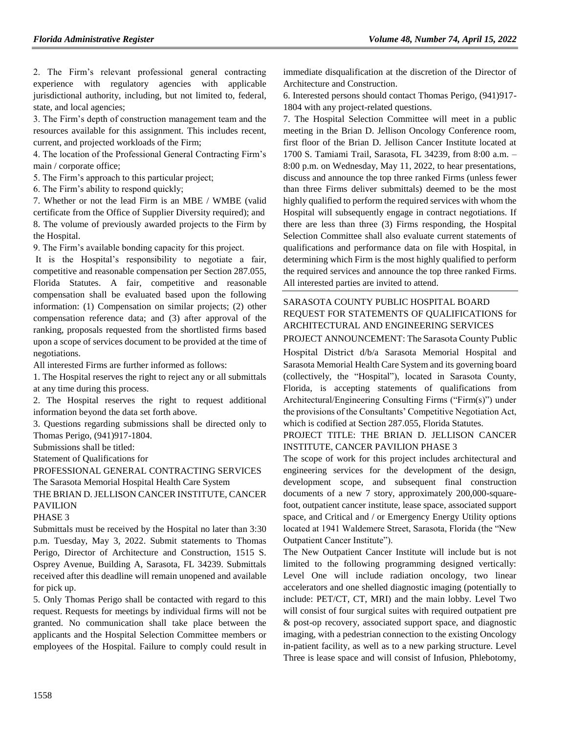2. The Firm's relevant professional general contracting experience with regulatory agencies with applicable jurisdictional authority, including, but not limited to, federal, state, and local agencies;

3. The Firm's depth of construction management team and the resources available for this assignment. This includes recent, current, and projected workloads of the Firm;

4. The location of the Professional General Contracting Firm's main / corporate office;

5. The Firm's approach to this particular project;

6. The Firm's ability to respond quickly;

7. Whether or not the lead Firm is an MBE / WMBE (valid certificate from the Office of Supplier Diversity required); and

8. The volume of previously awarded projects to the Firm by the Hospital.

9. The Firm's available bonding capacity for this project.

It is the Hospital's responsibility to negotiate a fair, competitive and reasonable compensation per Section 287.055, Florida Statutes. A fair, competitive and reasonable compensation shall be evaluated based upon the following information: (1) Compensation on similar projects; (2) other compensation reference data; and (3) after approval of the ranking, proposals requested from the shortlisted firms based upon a scope of services document to be provided at the time of negotiations.

All interested Firms are further informed as follows:

1. The Hospital reserves the right to reject any or all submittals at any time during this process.

2. The Hospital reserves the right to request additional information beyond the data set forth above.

3. Questions regarding submissions shall be directed only to Thomas Perigo, (941)917-1804.

Submissions shall be titled:

Statement of Qualifications for

PROFESSIONAL GENERAL CONTRACTING SERVICES

The Sarasota Memorial Hospital Health Care System

THE BRIAN D. JELLISON CANCER INSTITUTE, CANCER PAVILION

PHASE 3

Submittals must be received by the Hospital no later than 3:30 p.m. Tuesday, May 3, 2022. Submit statements to Thomas Perigo, Director of Architecture and Construction, 1515 S. Osprey Avenue, Building A, Sarasota, FL 34239. Submittals received after this deadline will remain unopened and available for pick up.

5. Only Thomas Perigo shall be contacted with regard to this request. Requests for meetings by individual firms will not be granted. No communication shall take place between the applicants and the Hospital Selection Committee members or employees of the Hospital. Failure to comply could result in immediate disqualification at the discretion of the Director of Architecture and Construction.

6. Interested persons should contact Thomas Perigo, (941)917-1804 with any project-related questions.

7. The Hospital Selection Committee will meet in a public meeting in the Brian D. Jellison Oncology Conference room, first floor of the Brian D. Jellison Cancer Institute located at 1700 S. Tamiami Trail, Sarasota, FL 34239, from 8:00 a.m. – 8:00 p.m. on Wednesday, May 11, 2022, to hear presentations, discuss and announce the top three ranked Firms (unless fewer than three Firms deliver submittals) deemed to be the most highly qualified to perform the required services with whom the Hospital will subsequently engage in contract negotiations. If there are less than three (3) Firms responding, the Hospital Selection Committee shall also evaluate current statements of qualifications and performance data on file with Hospital, in determining which Firm is the most highly qualified to perform the required services and announce the top three ranked Firms. All interested parties are invited to attend.

---

SARASOTA COUNTY PUBLIC HOSPITAL BOARD

REQUEST FOR STATEMENTS OF QUALIFICATIONS for ARCHITECTURAL AND ENGINEERING SERVICES

PROJECT ANNOUNCEMENT: The Sarasota County Public Hospital District d/b/a Sarasota Memorial Hospital and Sarasota Memorial Health Care System and its governing board (collectively, the "Hospital"), located in Sarasota County, Florida, is accepting statements of qualifications from Architectural/Engineering Consulting Firms ("Firm(s)") under the provisions of the Consultants' Competitive Negotiation Act, which is codified at Section 287.055, Florida Statutes.

PROJECT TITLE: THE BRIAN D. JELLISON CANCER INSTITUTE, CANCER PAVILION PHASE 3

The scope of work for this project includes architectural and engineering services for the development of the design, development scope, and subsequent final construction documents of a new 7 story, approximately 200,000-square-foot, outpatient cancer institute, lease space, associated support space, and Critical and / or Emergency Energy Utility options located at 1941 Waldemere Street, Sarasota, Florida (the "New Outpatient Cancer Institute").

The New Outpatient Cancer Institute will include but is not limited to the following programming designed vertically: Level One will include radiation oncology, two linear accelerators and one shelled diagnostic imaging (potentially to include: PET/CT, CT, MRI) and the main lobby. Level Two will consist of four surgical suites with required outpatient pre & post-op recovery, associated support space, and diagnostic imaging, with a pedestrian connection to the existing Oncology in-patient facility, as well as to a new parking structure. Level Three is lease space and will consist of Infusion, Phlebotomy,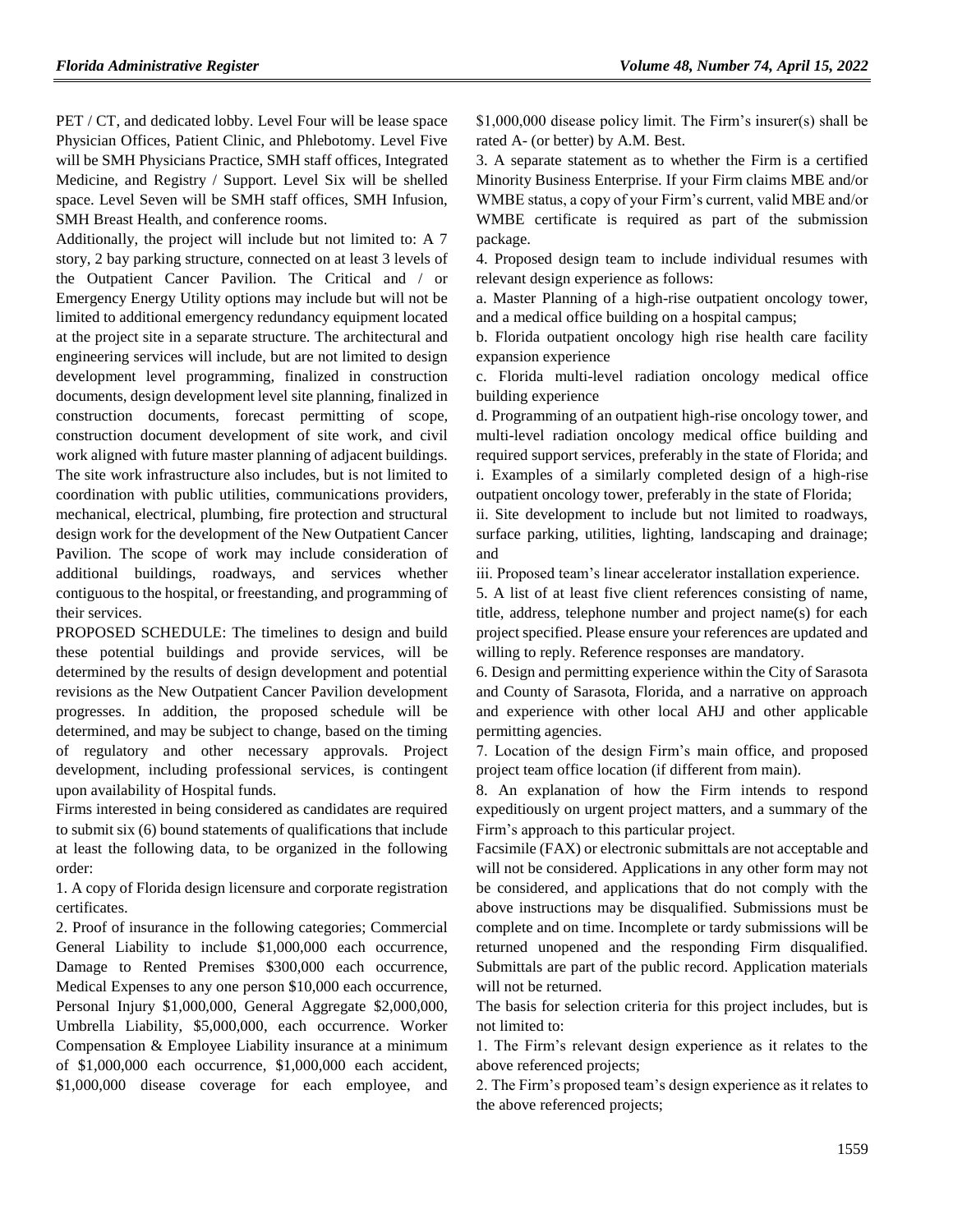PET / CT, and dedicated lobby. Level Four will be lease space Physician Offices, Patient Clinic, and Phlebotomy. Level Five will be SMH Physicians Practice, SMH staff offices, Integrated Medicine, and Registry / Support. Level Six will be shelled space. Level Seven will be SMH staff offices, SMH Infusion, SMH Breast Health, and conference rooms.

Additionally, the project will include but not limited to: A 7 story, 2 bay parking structure, connected on at least 3 levels of the Outpatient Cancer Pavilion. The Critical and / or Emergency Energy Utility options may include but will not be limited to additional emergency redundancy equipment located at the project site in a separate structure. The architectural and engineering services will include, but are not limited to design development level programming, finalized in construction documents, design development level site planning, finalized in construction documents, forecast permitting of scope, construction document development of site work, and civil work aligned with future master planning of adjacent buildings. The site work infrastructure also includes, but is not limited to coordination with public utilities, communications providers, mechanical, electrical, plumbing, fire protection and structural design work for the development of the New Outpatient Cancer Pavilion. The scope of work may include consideration of additional buildings, roadways, and services whether contiguous to the hospital, or freestanding, and programming of their services.

PROPOSED SCHEDULE: The timelines to design and build these potential buildings and provide services, will be determined by the results of design development and potential revisions as the New Outpatient Cancer Pavilion development progresses. In addition, the proposed schedule will be determined, and may be subject to change, based on the timing of regulatory and other necessary approvals. Project development, including professional services, is contingent upon availability of Hospital funds.

Firms interested in being considered as candidates are required to submit six (6) bound statements of qualifications that include at least the following data, to be organized in the following order:

1. A copy of Florida design licensure and corporate registration certificates.

2. Proof of insurance in the following categories; Commercial General Liability to include $1,000,000 each occurrence, Damage to Rented Premises $300,000 each occurrence, Medical Expenses to any one person $10,000 each occurrence, Personal Injury $1,000,000, General Aggregate $2,000,000, Umbrella Liability, $5,000,000, each occurrence. Worker Compensation & Employee Liability insurance at a minimum of $1,000,000 each occurrence, $1,000,000 each accident, $1,000,000 disease coverage for each employee, and $1,000,000 disease policy limit. The Firm's insurer(s) shall be rated A- (or better) by A.M. Best.

3. A separate statement as to whether the Firm is a certified Minority Business Enterprise. If your Firm claims MBE and/or WMBE status, a copy of your Firm's current, valid MBE and/or WMBE certificate is required as part of the submission package.

4. Proposed design team to include individual resumes with relevant design experience as follows:

a. Master Planning of a high-rise outpatient oncology tower, and a medical office building on a hospital campus;

b. Florida outpatient oncology high rise health care facility expansion experience

c. Florida multi-level radiation oncology medical office building experience

d. Programming of an outpatient high-rise oncology tower, and multi-level radiation oncology medical office building and required support services, preferably in the state of Florida; and

i. Examples of a similarly completed design of a high-rise outpatient oncology tower, preferably in the state of Florida;

ii. Site development to include but not limited to roadways, surface parking, utilities, lighting, landscaping and drainage; and

iii. Proposed team's linear accelerator installation experience.

5. A list of at least five client references consisting of name, title, address, telephone number and project name(s) for each project specified. Please ensure your references are updated and willing to reply. Reference responses are mandatory.

6. Design and permitting experience within the City of Sarasota and County of Sarasota, Florida, and a narrative on approach and experience with other local AHJ and other applicable permitting agencies.

7. Location of the design Firm's main office, and proposed project team office location (if different from main).

8. An explanation of how the Firm intends to respond expeditiously on urgent project matters, and a summary of the Firm's approach to this particular project.

Facsimile (FAX) or electronic submittals are not acceptable and will not be considered. Applications in any other form may not be considered, and applications that do not comply with the above instructions may be disqualified. Submissions must be complete and on time. Incomplete or tardy submissions will be returned unopened and the responding Firm disqualified. Submittals are part of the public record. Application materials will not be returned.

The basis for selection criteria for this project includes, but is not limited to:

1. The Firm's relevant design experience as it relates to the above referenced projects;

2. The Firm's proposed team's design experience as it relates to the above referenced projects;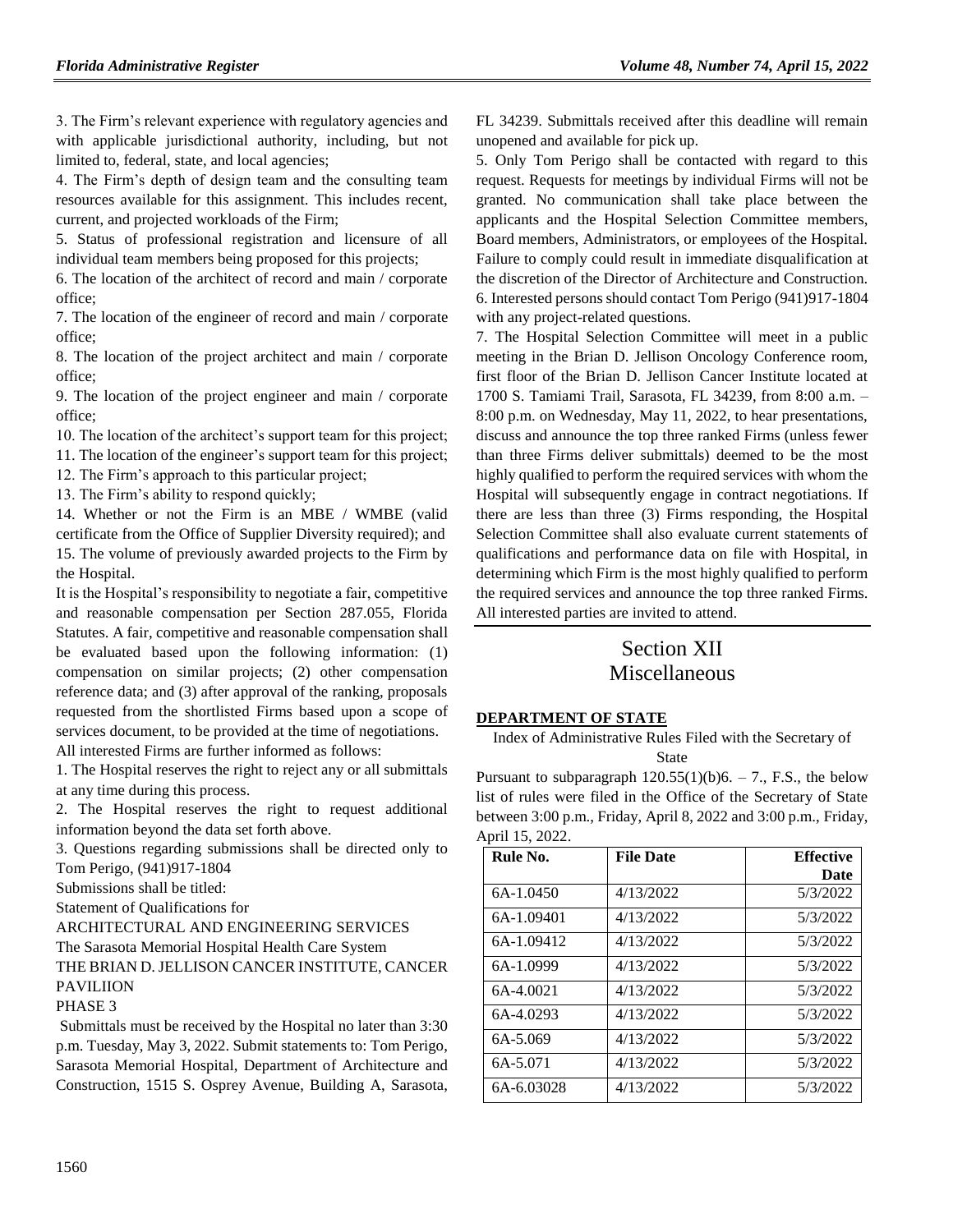3. The Firm's relevant experience with regulatory agencies and with applicable jurisdictional authority, including, but not limited to, federal, state, and local agencies;

4. The Firm's depth of design team and the consulting team resources available for this assignment. This includes recent, current, and projected workloads of the Firm;

5. Status of professional registration and licensure of all individual team members being proposed for this projects;

6. The location of the architect of record and main / corporate office;

7. The location of the engineer of record and main / corporate office;

8. The location of the project architect and main / corporate office;

9. The location of the project engineer and main / corporate office;

10. The location of the architect's support team for this project;

11. The location of the engineer's support team for this project;

12. The Firm's approach to this particular project;

13. The Firm's ability to respond quickly;

14. Whether or not the Firm is an MBE / WMBE (valid certificate from the Office of Supplier Diversity required); and

15. The volume of previously awarded projects to the Firm by the Hospital.

It is the Hospital's responsibility to negotiate a fair, competitive and reasonable compensation per Section 287.055, Florida Statutes. A fair, competitive and reasonable compensation shall be evaluated based upon the following information: (1) compensation on similar projects; (2) other compensation reference data; and (3) after approval of the ranking, proposals requested from the shortlisted Firms based upon a scope of services document, to be provided at the time of negotiations.

All interested Firms are further informed as follows:

1. The Hospital reserves the right to reject any or all submittals at any time during this process.

2. The Hospital reserves the right to request additional information beyond the data set forth above.

3. Questions regarding submissions shall be directed only to Tom Perigo, (941)917-1804

Submissions shall be titled:

Statement of Qualifications for

ARCHITECTURAL AND ENGINEERING SERVICES

The Sarasota Memorial Hospital Health Care System

THE BRIAN D. JELLISON CANCER INSTITUTE, CANCER PAVILIION

PHASE 3

Submittals must be received by the Hospital no later than 3:30 p.m. Tuesday, May 3, 2022. Submit statements to: Tom Perigo, Sarasota Memorial Hospital, Department of Architecture and Construction, 1515 S. Osprey Avenue, Building A, Sarasota, FL 34239. Submittals received after this deadline will remain unopened and available for pick up.

5. Only Tom Perigo shall be contacted with regard to this request. Requests for meetings by individual Firms will not be granted. No communication shall take place between the applicants and the Hospital Selection Committee members, Board members, Administrators, or employees of the Hospital. Failure to comply could result in immediate disqualification at the discretion of the Director of Architecture and Construction.

6. Interested persons should contact Tom Perigo (941)917-1804 with any project-related questions.

7. The Hospital Selection Committee will meet in a public meeting in the Brian D. Jellison Oncology Conference room, first floor of the Brian D. Jellison Cancer Institute located at 1700 S. Tamiami Trail, Sarasota, FL 34239, from 8:00 a.m. – 8:00 p.m. on Wednesday, May 11, 2022, to hear presentations, discuss and announce the top three ranked Firms (unless fewer than three Firms deliver submittals) deemed to be the most highly qualified to perform the required services with whom the Hospital will subsequently engage in contract negotiations. If there are less than three (3) Firms responding, the Hospital Selection Committee shall also evaluate current statements of qualifications and performance data on file with Hospital, in determining which Firm is the most highly qualified to perform the required services and announce the top three ranked Firms. All interested parties are invited to attend.

# Section XII
# Miscellaneous

**DEPARTMENT OF STATE**

Index of Administrative Rules Filed with the Secretary of State

Pursuant to subparagraph 120.55(1)(b)6. – 7., F.S., the below list of rules were filed in the Office of the Secretary of State between 3:00 p.m., Friday, April 8, 2022 and 3:00 p.m., Friday, April 15, 2022.

| Rule No. | File Date | Effective Date |
|---|---|---|
| 6A-1.0450 | 4/13/2022 | 5/3/2022 |
| 6A-1.09401 | 4/13/2022 | 5/3/2022 |
| 6A-1.09412 | 4/13/2022 | 5/3/2022 |
| 6A-1.0999 | 4/13/2022 | 5/3/2022 |
| 6A-4.0021 | 4/13/2022 | 5/3/2022 |
| 6A-4.0293 | 4/13/2022 | 5/3/2022 |
| 6A-5.069 | 4/13/2022 | 5/3/2022 |
| 6A-5.071 | 4/13/2022 | 5/3/2022 |
| 6A-6.03028 | 4/13/2022 | 5/3/2022 |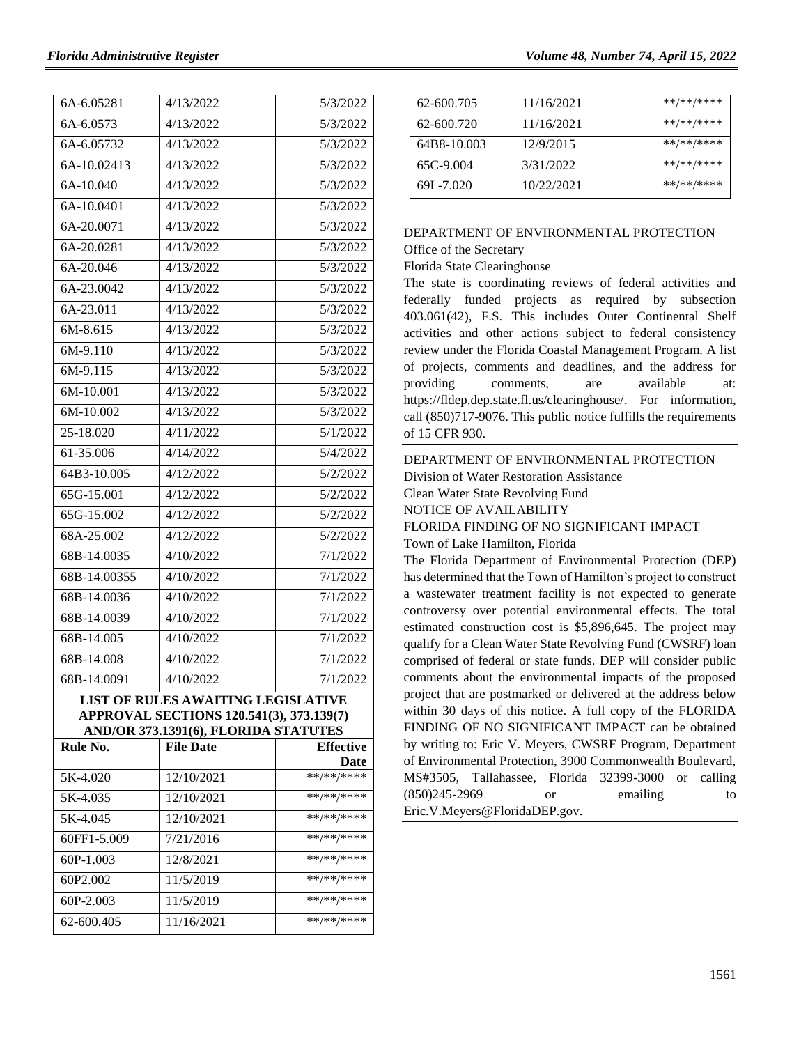| | | |
|---|---|---|
| 6A-6.05281 | 4/13/2022 | 5/3/2022 |
| 6A-6.0573 | 4/13/2022 | 5/3/2022 |
| 6A-6.05732 | 4/13/2022 | 5/3/2022 |
| 6A-10.02413 | 4/13/2022 | 5/3/2022 |
| 6A-10.040 | 4/13/2022 | 5/3/2022 |
| 6A-10.0401 | 4/13/2022 | 5/3/2022 |
| 6A-20.0071 | 4/13/2022 | 5/3/2022 |
| 6A-20.0281 | 4/13/2022 | 5/3/2022 |
| 6A-20.046 | 4/13/2022 | 5/3/2022 |
| 6A-23.0042 | 4/13/2022 | 5/3/2022 |
| 6A-23.011 | 4/13/2022 | 5/3/2022 |
| 6M-8.615 | 4/13/2022 | 5/3/2022 |
| 6M-9.110 | 4/13/2022 | 5/3/2022 |
| 6M-9.115 | 4/13/2022 | 5/3/2022 |
| 6M-10.001 | 4/13/2022 | 5/3/2022 |
| 6M-10.002 | 4/13/2022 | 5/3/2022 |
| 25-18.020 | 4/11/2022 | 5/1/2022 |
| 61-35.006 | 4/14/2022 | 5/4/2022 |
| 64B3-10.005 | 4/12/2022 | 5/2/2022 |
| 65G-15.001 | 4/12/2022 | 5/2/2022 |
| 65G-15.002 | 4/12/2022 | 5/2/2022 |
| 68A-25.002 | 4/12/2022 | 5/2/2022 |
| 68B-14.0035 | 4/10/2022 | 7/1/2022 |
| 68B-14.00355 | 4/10/2022 | 7/1/2022 |
| 68B-14.0036 | 4/10/2022 | 7/1/2022 |
| 68B-14.0039 | 4/10/2022 | 7/1/2022 |
| 68B-14.005 | 4/10/2022 | 7/1/2022 |
| 68B-14.008 | 4/10/2022 | 7/1/2022 |
| 68B-14.0091 | 4/10/2022 | 7/1/2022 |

**LIST OF RULES AWAITING LEGISLATIVE APPROVAL SECTIONS 120.541(3), 373.139(7) AND/OR 373.1391(6), FLORIDA STATUTES**

| Rule No. | File Date | Effective Date |
|---|---|---|
| 5K-4.020 | 12/10/2021 | **/**/**** |
| 5K-4.035 | 12/10/2021 | **/**/**** |
| 5K-4.045 | 12/10/2021 | **/**/**** |
| 60FF1-5.009 | 7/21/2016 | **/**/**** |
| 60P-1.003 | 12/8/2021 | **/**/**** |
| 60P2.002 | 11/5/2019 | **/**/**** |
| 60P-2.003 | 11/5/2019 | **/**/**** |
| 62-600.405 | 11/16/2021 | **/**/**** |
| 62-600.705 | 11/16/2021 | **/**/**** |
| 62-600.720 | 11/16/2021 | **/**/**** |
| 64B8-10.003 | 12/9/2015 | **/**/**** |
| 65C-9.004 | 3/31/2022 | **/**/**** |
| 69L-7.020 | 10/22/2021 | **/**/**** |

DEPARTMENT OF ENVIRONMENTAL PROTECTION
Office of the Secretary
Florida State Clearinghouse

The state is coordinating reviews of federal activities and federally funded projects as required by subsection 403.061(42), F.S. This includes Outer Continental Shelf activities and other actions subject to federal consistency review under the Florida Coastal Management Program. A list of projects, comments and deadlines, and the address for providing comments, are available at: https://fldep.dep.state.fl.us/clearinghouse/. For information, call (850)717-9076. This public notice fulfills the requirements of 15 CFR 930.

DEPARTMENT OF ENVIRONMENTAL PROTECTION
Division of Water Restoration Assistance
Clean Water State Revolving Fund
NOTICE OF AVAILABILITY
FLORIDA FINDING OF NO SIGNIFICANT IMPACT
Town of Lake Hamilton, Florida

The Florida Department of Environmental Protection (DEP) has determined that the Town of Hamilton's project to construct a wastewater treatment facility is not expected to generate controversy over potential environmental effects. The total estimated construction cost is $5,896,645. The project may qualify for a Clean Water State Revolving Fund (CWSRF) loan comprised of federal or state funds. DEP will consider public comments about the environmental impacts of the proposed project that are postmarked or delivered at the address below within 30 days of this notice. A full copy of the FLORIDA FINDING OF NO SIGNIFICANT IMPACT can be obtained by writing to: Eric V. Meyers, CWSRF Program, Department of Environmental Protection, 3900 Commonwealth Boulevard, MS#3505, Tallahassee, Florida 32399-3000 or calling (850)245-2969 or emailing to Eric.V.Meyers@FloridaDEP.gov.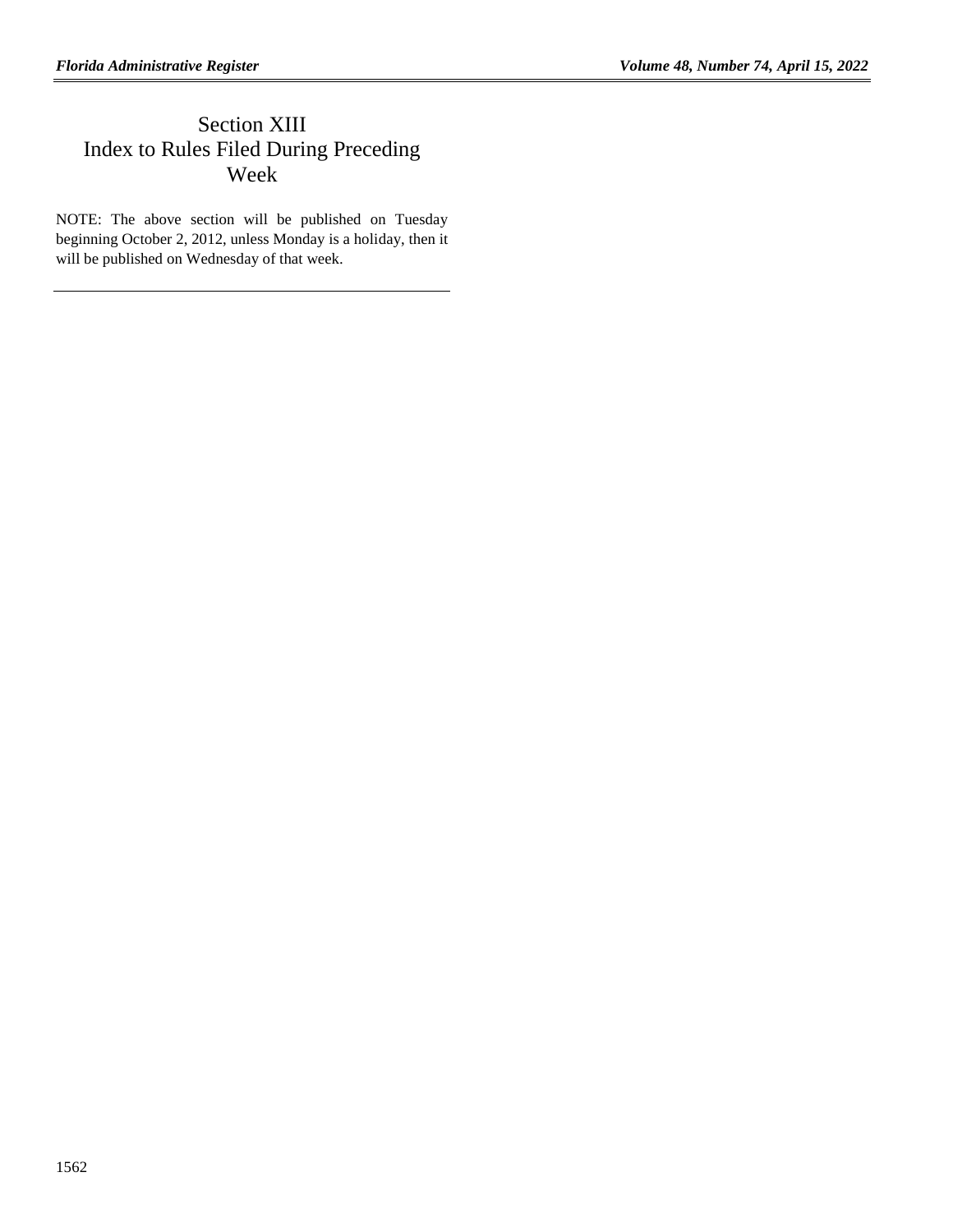# Section XIII
# Index to Rules Filed During Preceding Week

NOTE: The above section will be published on Tuesday beginning October 2, 2012, unless Monday is a holiday, then it will be published on Wednesday of that week.